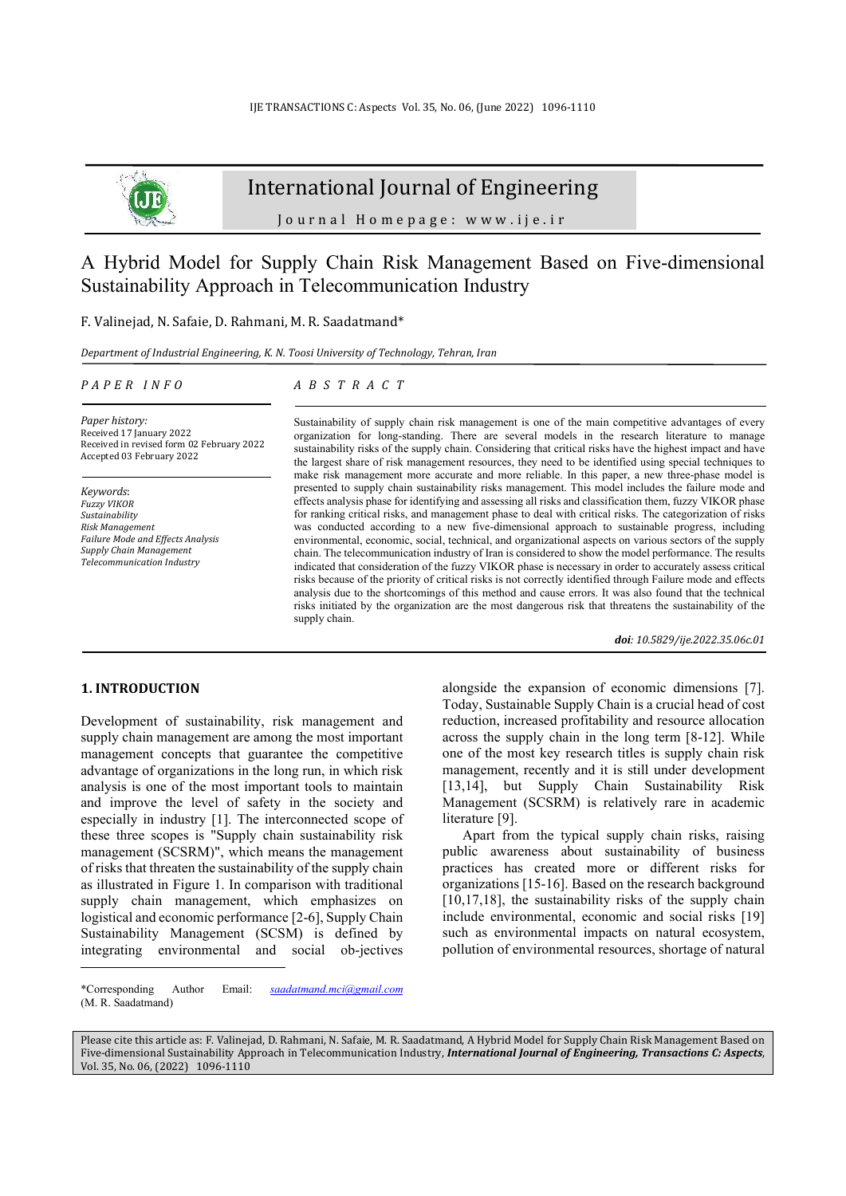# A Hybrid Model for Supply Chain Risk Management Based on Five-dimensional Sustainability Approach in Telecommunication Industry

F. Valinejad, N. Safaie, D. Rahmani, M. R. Saadatmand*

*Department of Industrial Engineering, K. N. Toosi University of Technology, Tehran, Iran*

## PAPER INFO

*Paper history:*
Received 17 January 2022
Received in revised form 02 February 2022
Accepted 03 February 2022

*Keywords*:
*Fuzzy VIKOR*
*Sustainability*
*Risk Management*
*Failure Mode and Effects Analysis*
*Supply Chain Management*
*Telecommunication Industry*

## ABSTRACT

Sustainability of supply chain risk management is one of the main competitive advantages of every organization for long-standing. There are several models in the research literature to manage sustainability risks of the supply chain. Considering that critical risks have the highest impact and have the largest share of risk management resources, they need to be identified using special techniques to make risk management more accurate and more reliable. In this paper, a new three-phase model is presented to supply chain sustainability risks management. This model includes the failure mode and effects analysis phase for identifying and assessing all risks and classification them, fuzzy VIKOR phase for ranking critical risks, and management phase to deal with critical risks. The categorization of risks was conducted according to a new five-dimensional approach to sustainable progress, including environmental, economic, social, technical, and organizational aspects on various sectors of the supply chain. The telecommunication industry of Iran is considered to show the model performance. The results indicated that consideration of the fuzzy VIKOR phase is necessary in order to accurately assess critical risks because of the priority of critical risks is not correctly identified through Failure mode and effects analysis due to the shortcomings of this method and cause errors. It was also found that the technical risks initiated by the organization are the most dangerous risk that threatens the sustainability of the supply chain.

***doi**: 10.5829/ije.2022.35.06c.01*

## 1. INTRODUCTION

Development of sustainability, risk management and supply chain management are among the most important management concepts that guarantee the competitive advantage of organizations in the long run, in which risk analysis is one of the most important tools to maintain and improve the level of safety in the society and especially in industry [1]. The interconnected scope of these three scopes is "Supply chain sustainability risk management (SCSRM)", which means the management of risks that threaten the sustainability of the supply chain as illustrated in Figure 1. In comparison with traditional supply chain management, which emphasizes on logistical and economic performance [2-6], Supply Chain Sustainability Management (SCSM) is defined by integrating environmental and social ob-jectives alongside the expansion of economic dimensions [7]. Today, Sustainable Supply Chain is a crucial head of cost reduction, increased profitability and resource allocation across the supply chain in the long term [8-12]. While one of the most key research titles is supply chain risk management, recently and it is still under development [13,14], but Supply Chain Sustainability Risk Management (SCSRM) is relatively rare in academic literature [9].

Apart from the typical supply chain risks, raising public awareness about sustainability of business practices has created more or different risks for organizations [15-16]. Based on the research background [10,17,18], the sustainability risks of the supply chain include environmental, economic and social risks [19] such as environmental impacts on natural ecosystem, pollution of environmental resources, shortage of natural

*Corresponding Author Email: saadatmand.mci@gmail.com (M. R. Saadatmand)

Please cite this article as: F. Valinejad, D. Rahmani, N. Safaie, M. R. Saadatmand, A Hybrid Model for Supply Chain Risk Management Based on Five-dimensional Sustainability Approach in Telecommunication Industry, *International Journal of Engineering, Transactions C: Aspects*, Vol. 35, No. 06, (2022) 1096-1110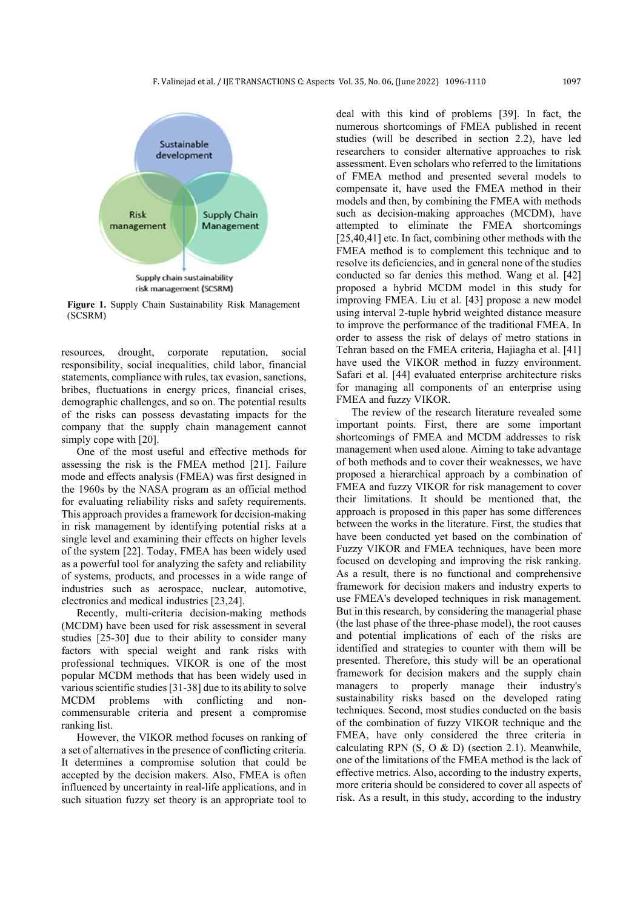**Figure 1.** Supply Chain Sustainability Risk Management (SCSRM)

resources, drought, corporate reputation, social responsibility, social inequalities, child labor, financial statements, compliance with rules, tax evasion, sanctions, bribes, fluctuations in energy prices, financial crises, demographic challenges, and so on. The potential results of the risks can possess devastating impacts for the company that the supply chain management cannot simply cope with [20].

One of the most useful and effective methods for assessing the risk is the FMEA method [21]. Failure mode and effects analysis (FMEA) was first designed in the 1960s by the NASA program as an official method for evaluating reliability risks and safety requirements. This approach provides a framework for decision-making in risk management by identifying potential risks at a single level and examining their effects on higher levels of the system [22]. Today, FMEA has been widely used as a powerful tool for analyzing the safety and reliability of systems, products, and processes in a wide range of industries such as aerospace, nuclear, automotive, electronics and medical industries [23,24].

Recently, multi-criteria decision-making methods (MCDM) have been used for risk assessment in several studies [25-30] due to their ability to consider many factors with special weight and rank risks with professional techniques. VIKOR is one of the most popular MCDM methods that has been widely used in various scientific studies [31-38] due to its ability to solve MCDM problems with conflicting and non-commensurable criteria and present a compromise ranking list.

However, the VIKOR method focuses on ranking of a set of alternatives in the presence of conflicting criteria. It determines a compromise solution that could be accepted by the decision makers. Also, FMEA is often influenced by uncertainty in real-life applications, and in such situation fuzzy set theory is an appropriate tool to deal with this kind of problems [39]. In fact, the numerous shortcomings of FMEA published in recent studies (will be described in section 2.2), have led researchers to consider alternative approaches to risk assessment. Even scholars who referred to the limitations of FMEA method and presented several models to compensate it, have used the FMEA method in their models and then, by combining the FMEA with methods such as decision-making approaches (MCDM), have attempted to eliminate the FMEA shortcomings [25,40,41] etc. In fact, combining other methods with the FMEA method is to complement this technique and to resolve its deficiencies, and in general none of the studies conducted so far denies this method. Wang et al. [42] proposed a hybrid MCDM model in this study for improving FMEA. Liu et al. [43] propose a new model using interval 2-tuple hybrid weighted distance measure to improve the performance of the traditional FMEA. In order to assess the risk of delays of metro stations in Tehran based on the FMEA criteria, Hajiagha et al. [41] have used the VIKOR method in fuzzy environment. Safari et al. [44] evaluated enterprise architecture risks for managing all components of an enterprise using FMEA and fuzzy VIKOR.

The review of the research literature revealed some important points. First, there are some important shortcomings of FMEA and MCDM addresses to risk management when used alone. Aiming to take advantage of both methods and to cover their weaknesses, we have proposed a hierarchical approach by a combination of FMEA and fuzzy VIKOR for risk management to cover their limitations. It should be mentioned that, the approach is proposed in this paper has some differences between the works in the literature. First, the studies that have been conducted yet based on the combination of Fuzzy VIKOR and FMEA techniques, have been more focused on developing and improving the risk ranking. As a result, there is no functional and comprehensive framework for decision makers and industry experts to use FMEA's developed techniques in risk management. But in this research, by considering the managerial phase (the last phase of the three-phase model), the root causes and potential implications of each of the risks are identified and strategies to counter with them will be presented. Therefore, this study will be an operational framework for decision makers and the supply chain managers to properly manage their industry's sustainability risks based on the developed rating techniques. Second, most studies conducted on the basis of the combination of fuzzy VIKOR technique and the FMEA, have only considered the three criteria in calculating RPN (S, O & D) (section 2.1). Meanwhile, one of the limitations of the FMEA method is the lack of effective metrics. Also, according to the industry experts, more criteria should be considered to cover all aspects of risk. As a result, in this study, according to the industry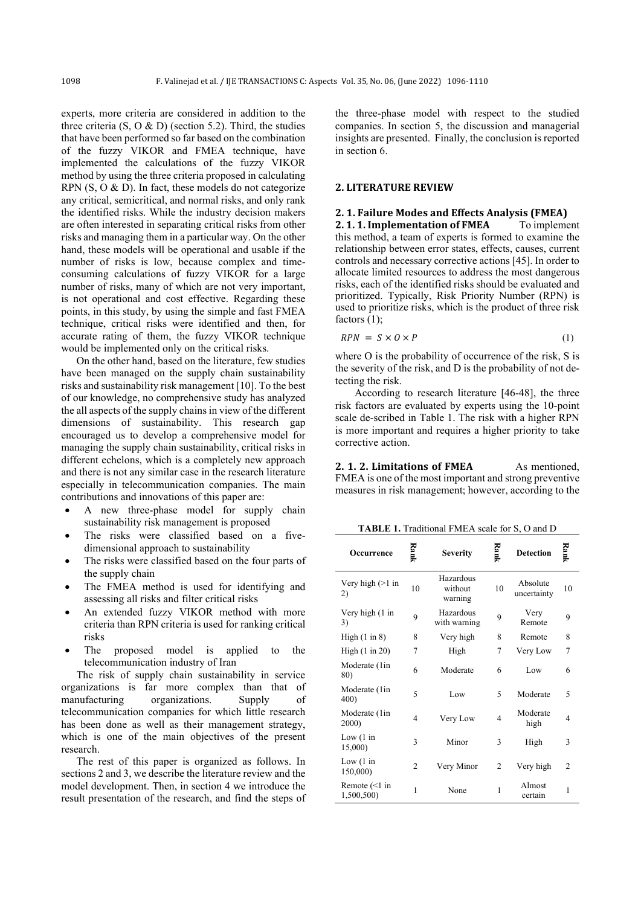experts, more criteria are considered in addition to the three criteria (S, O & D) (section 5.2). Third, the studies that have been performed so far based on the combination of the fuzzy VIKOR and FMEA technique, have implemented the calculations of the fuzzy VIKOR method by using the three criteria proposed in calculating RPN (S, O & D). In fact, these models do not categorize any critical, semicritical, and normal risks, and only rank the identified risks. While the industry decision makers are often interested in separating critical risks from other risks and managing them in a particular way. On the other hand, these models will be operational and usable if the number of risks is low, because complex and time-consuming calculations of fuzzy VIKOR for a large number of risks, many of which are not very important, is not operational and cost effective. Regarding these points, in this study, by using the simple and fast FMEA technique, critical risks were identified and then, for accurate rating of them, the fuzzy VIKOR technique would be implemented only on the critical risks.

On the other hand, based on the literature, few studies have been managed on the supply chain sustainability risks and sustainability risk management [10]. To the best of our knowledge, no comprehensive study has analyzed the all aspects of the supply chains in view of the different dimensions of sustainability. This research gap encouraged us to develop a comprehensive model for managing the supply chain sustainability, critical risks in different echelons, which is a completely new approach and there is not any similar case in the research literature especially in telecommunication companies. The main contributions and innovations of this paper are:

- A new three-phase model for supply chain sustainability risk management is proposed
- The risks were classified based on a five-dimensional approach to sustainability
- The risks were classified based on the four parts of the supply chain
- The FMEA method is used for identifying and assessing all risks and filter critical risks
- An extended fuzzy VIKOR method with more criteria than RPN criteria is used for ranking critical risks
- The proposed model is applied to the telecommunication industry of Iran

The risk of supply chain sustainability in service organizations is far more complex than that of manufacturing organizations. Supply of telecommunication companies for which little research has been done as well as their management strategy, which is one of the main objectives of the present research.

The rest of this paper is organized as follows. In sections 2 and 3, we describe the literature review and the model development. Then, in section 4 we introduce the result presentation of the research, and find the steps of the three-phase model with respect to the studied companies. In section 5, the discussion and managerial insights are presented. Finally, the conclusion is reported in section 6.

## 2. LITERATURE REVIEW

### 2. 1. Failure Modes and Effects Analysis (FMEA)

**2. 1. 1. Implementation of FMEA** To implement this method, a team of experts is formed to examine the relationship between error states, effects, causes, current controls and necessary corrective actions [45]. In order to allocate limited resources to address the most dangerous risks, each of the identified risks should be evaluated and prioritized. Typically, Risk Priority Number (RPN) is used to prioritize risks, which is the product of three risk factors (1);

$$RPN = S \times O \times P \tag{1}$$

where O is the probability of occurrence of the risk, S is the severity of the risk, and D is the probability of not detecting the risk.

According to research literature [46-48], the three risk factors are evaluated by experts using the 10-point scale de-scribed in Table 1. The risk with a higher RPN is more important and requires a higher priority to take corrective action.

**2. 1. 2. Limitations of FMEA** As mentioned, FMEA is one of the most important and strong preventive measures in risk management; however, according to the

**TABLE 1.** Traditional FMEA scale for S, O and D

| Occurrence | Rank | Severity | Rank | Detection | Rank |
|---|---|---|---|---|---|
| Very high (>1 in 2) | 10 | Hazardous without warning | 10 | Absolute uncertainty | 10 |
| Very high (1 in 3) | 9 | Hazardous with warning | 9 | Very Remote | 9 |
| High (1 in 8) | 8 | Very high | 8 | Remote | 8 |
| High (1 in 20) | 7 | High | 7 | Very Low | 7 |
| Moderate (1in 80) | 6 | Moderate | 6 | Low | 6 |
| Moderate (1in 400) | 5 | Low | 5 | Moderate | 5 |
| Moderate (1in 2000) | 4 | Very Low | 4 | Moderate high | 4 |
| Low (1 in 15,000) | 3 | Minor | 3 | High | 3 |
| Low (1 in 150,000) | 2 | Very Minor | 2 | Very high | 2 |
| Remote (<1 in 1,500,500) | 1 | None | 1 | Almost certain | 1 |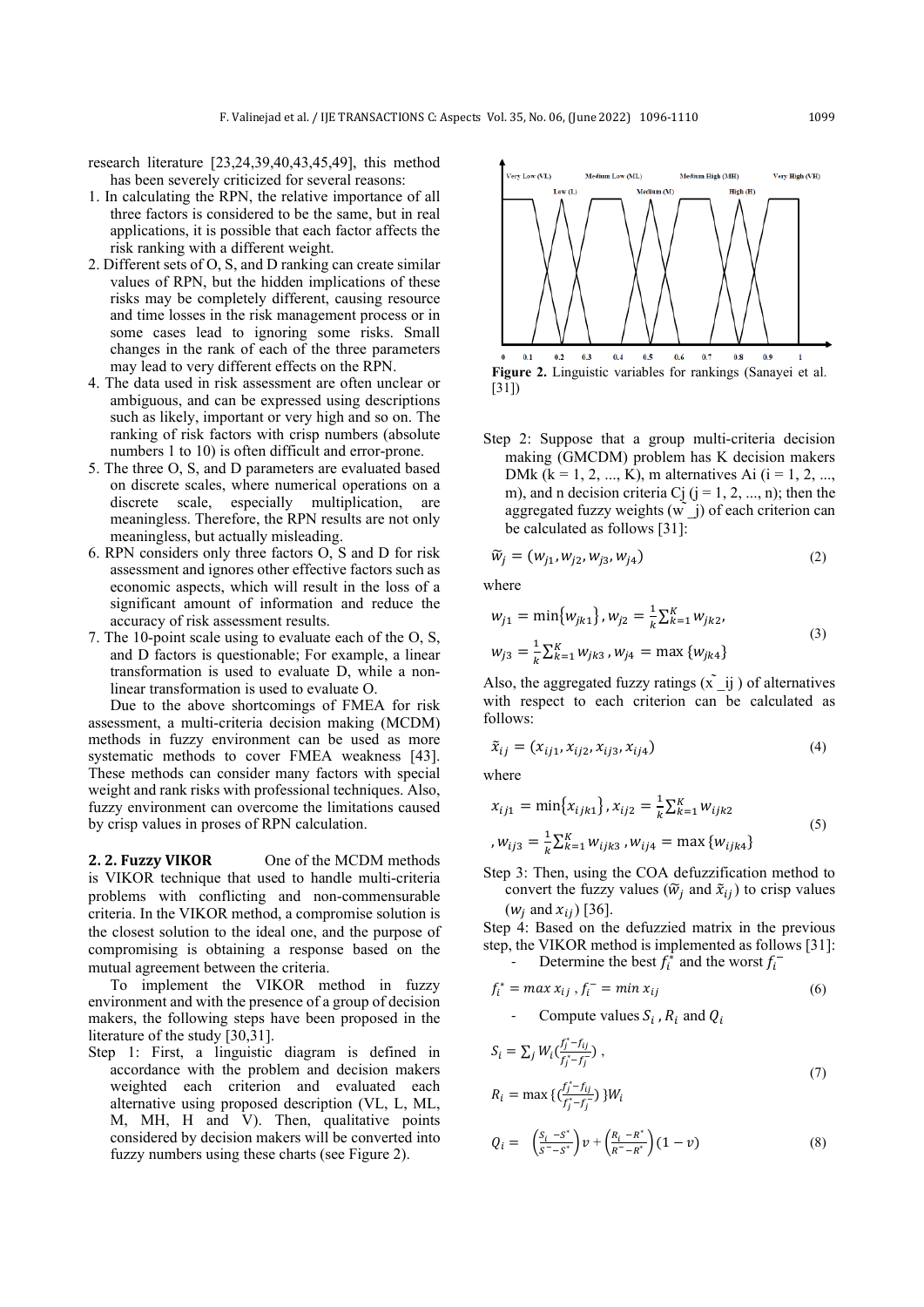research literature [23,24,39,40,43,45,49], this method has been severely criticized for several reasons:

1. In calculating the RPN, the relative importance of all three factors is considered to be the same, but in real applications, it is possible that each factor affects the risk ranking with a different weight.
2. Different sets of O, S, and D ranking can create similar values of RPN, but the hidden implications of these risks may be completely different, causing resource and time losses in the risk management process or in some cases lead to ignoring some risks. Small changes in the rank of each of the three parameters may lead to very different effects on the RPN.
4. The data used in risk assessment are often unclear or ambiguous, and can be expressed using descriptions such as likely, important or very high and so on. The ranking of risk factors with crisp numbers (absolute numbers 1 to 10) is often difficult and error-prone.
5. The three O, S, and D parameters are evaluated based on discrete scales, where numerical operations on a discrete scale, especially multiplication, are meaningless. Therefore, the RPN results are not only meaningless, but actually misleading.
6. RPN considers only three factors O, S and D for risk assessment and ignores other effective factors such as economic aspects, which will result in the loss of a significant amount of information and reduce the accuracy of risk assessment results.
7. The 10-point scale using to evaluate each of the O, S, and D factors is questionable; For example, a linear transformation is used to evaluate D, while a non-linear transformation is used to evaluate O.

Due to the above shortcomings of FMEA for risk assessment, a multi-criteria decision making (MCDM) methods in fuzzy environment can be used as more systematic methods to cover FMEA weakness [43]. These methods can consider many factors with special weight and rank risks with professional techniques. Also, fuzzy environment can overcome the limitations caused by crisp values in proses of RPN calculation.

**2. 2. Fuzzy VIKOR** One of the MCDM methods is VIKOR technique that used to handle multi-criteria problems with conflicting and non-commensurable criteria. In the VIKOR method, a compromise solution is the closest solution to the ideal one, and the purpose of compromising is obtaining a response based on the mutual agreement between the criteria.

To implement the VIKOR method in fuzzy environment and with the presence of a group of decision makers, the following steps have been proposed in the literature of the study [30,31].

Step 1: First, a linguistic diagram is defined in accordance with the problem and decision makers weighted each criterion and evaluated each alternative using proposed description (VL, L, ML, M, MH, H and V). Then, qualitative points considered by decision makers will be converted into fuzzy numbers using these charts (see Figure 2).

**Figure 2.** Linguistic variables for rankings (Sanayei et al. [31])

Step 2: Suppose that a group multi-criteria decision making (GMCDM) problem has K decision makers DMk (k = 1, 2, ..., K), m alternatives Ai (i = 1, 2, ..., m), and n decision criteria Cj (j = 1, 2, ..., n); then the aggregated fuzzy weights ($\tilde{w}_j$) of each criterion can be calculated as follows [31]:

$$\widetilde{w}_j = (w_{j1}, w_{j2}, w_{j3}, w_{j4}) \tag{2}$$

where

$$w_{j1} = \min\{w_{jk1}\}, w_{j2} = \frac{1}{k}\sum_{k=1}^{K} w_{jk2}, \\ w_{j3} = \frac{1}{k}\sum_{k=1}^{K} w_{jk3}, w_{j4} = \max\{w_{jk4}\} \tag{3}$$

Also, the aggregated fuzzy ratings ($\tilde{x}_{ij}$) of alternatives with respect to each criterion can be calculated as follows:

$$\tilde{x}_{ij} = (x_{ij1}, x_{ij2}, x_{ij3}, x_{ij4}) \tag{4}$$

where

$$x_{ij1} = \min\{x_{ijk1}\}, x_{ij2} = \frac{1}{k}\sum_{k=1}^{K} w_{ijk2} \\ , w_{ij3} = \frac{1}{k}\sum_{k=1}^{K} w_{ijk3}, w_{ij4} = \max\{w_{ijk4}\} \tag{5}$$

Step 3: Then, using the COA defuzzification method to convert the fuzzy values ($\widetilde{w}_j$ and $\tilde{x}_{ij}$) to crisp values ($w_j$ and $x_{ij}$) [36].

Step 4: Based on the defuzzied matrix in the previous step, the VIKOR method is implemented as follows [31]:

- Determine the best $f_i^*$ and the worst $f_i^-$

$$f_i^* = max\, x_{ij}, f_i^- = min\, x_{ij} \tag{6}$$

- Compute values $S_i$, $R_i$ and $Q_i$

$$S_i = \sum_j W_i\left(\frac{f_j^* - f_{ij}}{f_j^* - f_j^-}\right), \\ R_i = \max\left\{\left(\frac{f_j^* - f_{ij}}{f_j^* - f_j^-}\right)\right\}W_i \tag{7}$$

$$Q_i = \left(\frac{S_i - S^*}{S^- - S^*}\right)v + \left(\frac{R_i - R^*}{R^- - R^*}\right)(1 - v) \tag{8}$$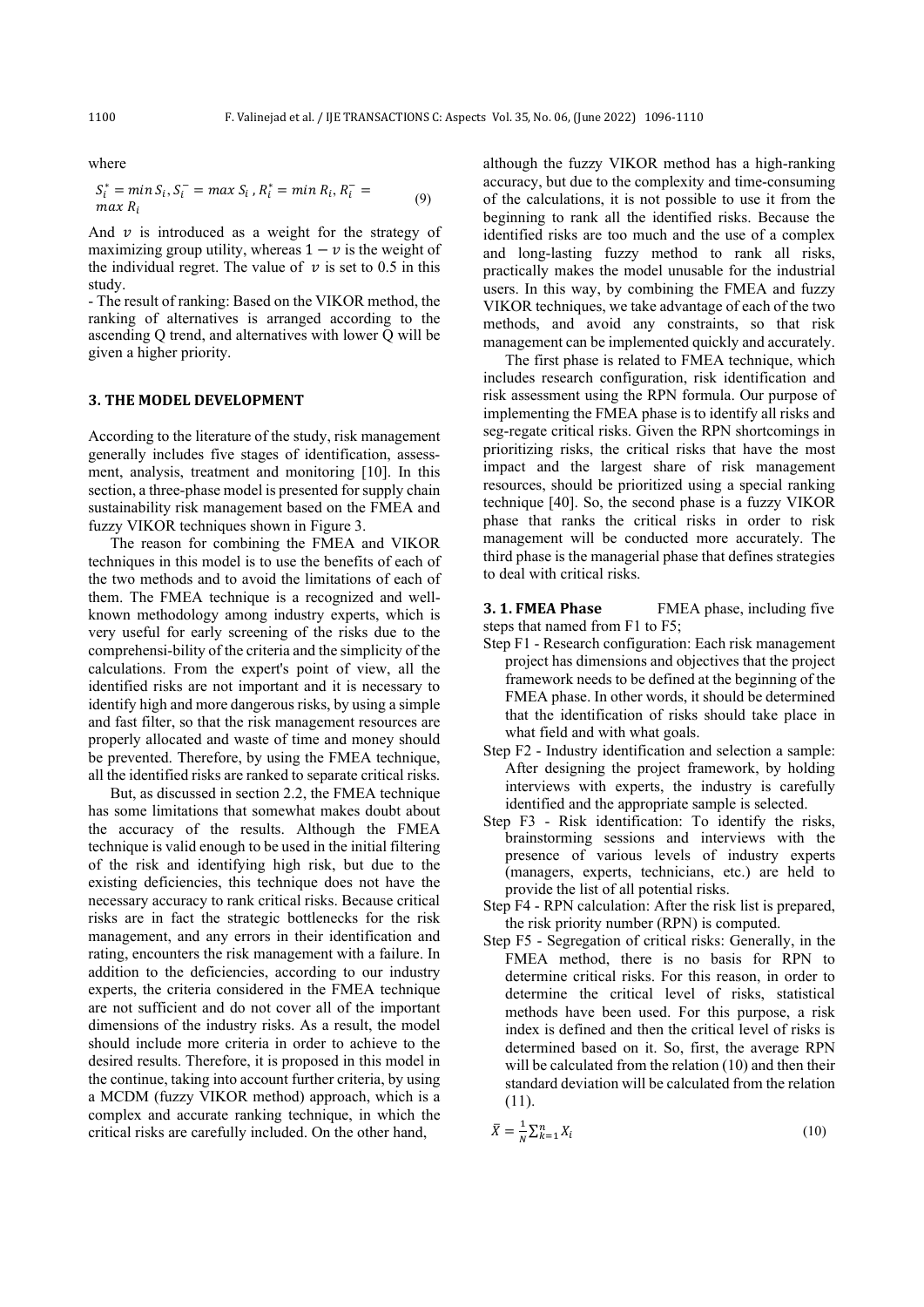where

$$S_i^* = min\, S_i, S_i^- = max\, S_i\, , R_i^* = min\, R_i, R_i^- = max\, R_i \tag{9}$$

And $v$ is introduced as a weight for the strategy of maximizing group utility, whereas $1 - v$ is the weight of the individual regret. The value of $v$ is set to 0.5 in this study.

- The result of ranking: Based on the VIKOR method, the ranking of alternatives is arranged according to the ascending Q trend, and alternatives with lower Q will be given a higher priority.

## 3. THE MODEL DEVELOPMENT

According to the literature of the study, risk management generally includes five stages of identification, assess-ment, analysis, treatment and monitoring [10]. In this section, a three-phase model is presented for supply chain sustainability risk management based on the FMEA and fuzzy VIKOR techniques shown in Figure 3.

The reason for combining the FMEA and VIKOR techniques in this model is to use the benefits of each of the two methods and to avoid the limitations of each of them. The FMEA technique is a recognized and well-known methodology among industry experts, which is very useful for early screening of the risks due to the comprehensi-bility of the criteria and the simplicity of the calculations. From the expert's point of view, all the identified risks are not important and it is necessary to identify high and more dangerous risks, by using a simple and fast filter, so that the risk management resources are properly allocated and waste of time and money should be prevented. Therefore, by using the FMEA technique, all the identified risks are ranked to separate critical risks.

But, as discussed in section 2.2, the FMEA technique has some limitations that somewhat makes doubt about the accuracy of the results. Although the FMEA technique is valid enough to be used in the initial filtering of the risk and identifying high risk, but due to the existing deficiencies, this technique does not have the necessary accuracy to rank critical risks. Because critical risks are in fact the strategic bottlenecks for the risk management, and any errors in their identification and rating, encounters the risk management with a failure. In addition to the deficiencies, according to our industry experts, the criteria considered in the FMEA technique are not sufficient and do not cover all of the important dimensions of the industry risks. As a result, the model should include more criteria in order to achieve to the desired results. Therefore, it is proposed in this model in the continue, taking into account further criteria, by using a MCDM (fuzzy VIKOR method) approach, which is a complex and accurate ranking technique, in which the critical risks are carefully included. On the other hand, although the fuzzy VIKOR method has a high-ranking accuracy, but due to the complexity and time-consuming of the calculations, it is not possible to use it from the beginning to rank all the identified risks. Because the identified risks are too much and the use of a complex and long-lasting fuzzy method to rank all risks, practically makes the model unusable for the industrial users. In this way, by combining the FMEA and fuzzy VIKOR techniques, we take advantage of each of the two methods, and avoid any constraints, so that risk management can be implemented quickly and accurately.

The first phase is related to FMEA technique, which includes research configuration, risk identification and risk assessment using the RPN formula. Our purpose of implementing the FMEA phase is to identify all risks and seg-regate critical risks. Given the RPN shortcomings in prioritizing risks, the critical risks that have the most impact and the largest share of risk management resources, should be prioritized using a special ranking technique [40]. So, the second phase is a fuzzy VIKOR phase that ranks the critical risks in order to risk management will be conducted more accurately. The third phase is the managerial phase that defines strategies to deal with critical risks.

### 3. 1. FMEA Phase

FMEA phase, including five steps that named from F1 to F5;

- Step F1 - Research configuration: Each risk management project has dimensions and objectives that the project framework needs to be defined at the beginning of the FMEA phase. In other words, it should be determined that the identification of risks should take place in what field and with what goals.
- Step F2 - Industry identification and selection a sample: After designing the project framework, by holding interviews with experts, the industry is carefully identified and the appropriate sample is selected.
- Step F3 - Risk identification: To identify the risks, brainstorming sessions and interviews with the presence of various levels of industry experts (managers, experts, technicians, etc.) are held to provide the list of all potential risks.
- Step F4 - RPN calculation: After the risk list is prepared, the risk priority number (RPN) is computed.
- Step F5 - Segregation of critical risks: Generally, in the FMEA method, there is no basis for RPN to determine critical risks. For this reason, in order to determine the critical level of risks, statistical methods have been used. For this purpose, a risk index is defined and then the critical level of risks is determined based on it. So, first, the average RPN will be calculated from the relation (10) and then their standard deviation will be calculated from the relation (11).

$$\bar{X} = \frac{1}{N}\sum_{k=1}^{n} X_i \tag{10}$$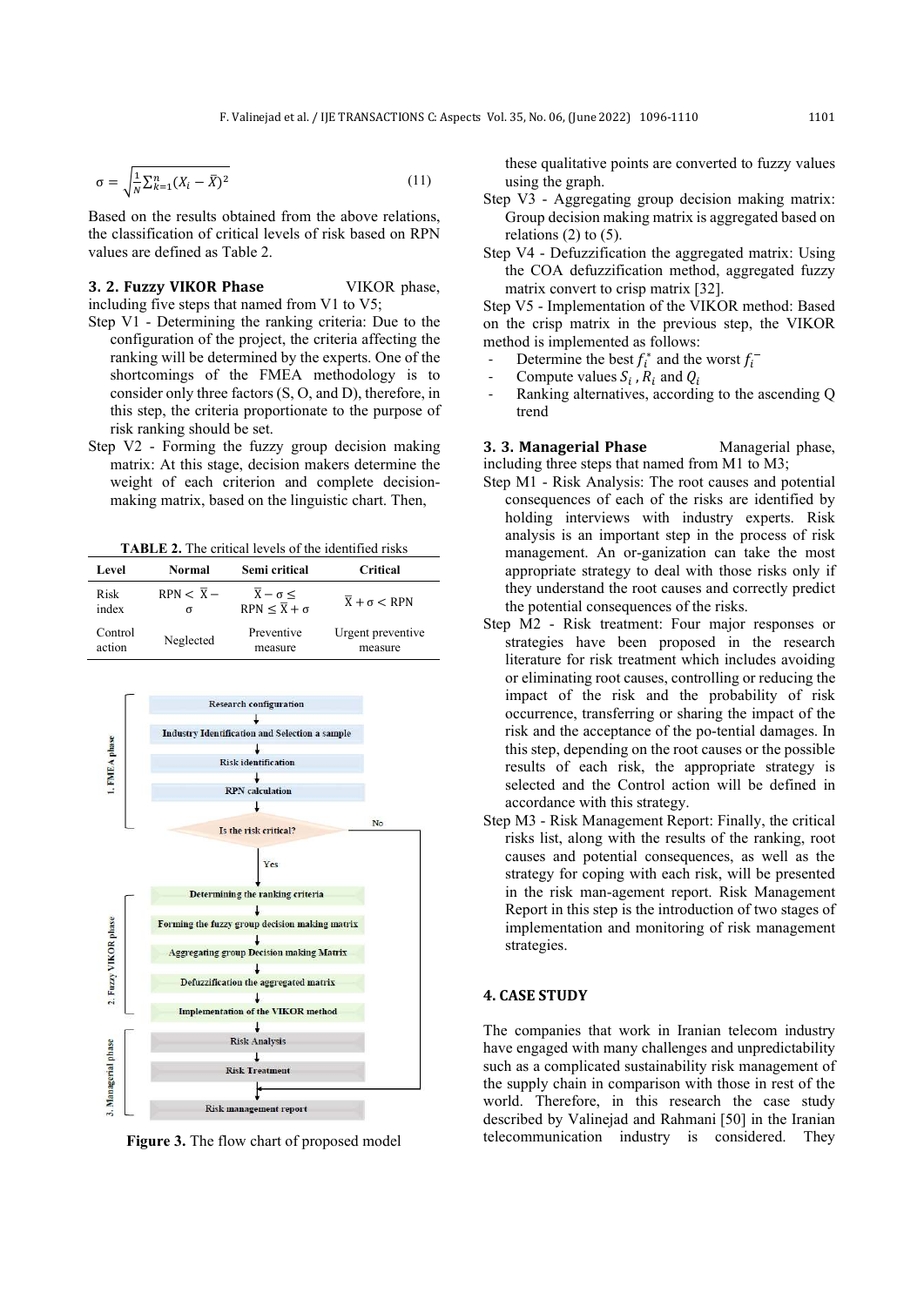$$\sigma = \sqrt{\frac{1}{N}\sum_{k=1}^{n}(X_i - \bar{X})^2} \tag{11}$$

Based on the results obtained from the above relations, the classification of critical levels of risk based on RPN values are defined as Table 2.

### 3. 2. Fuzzy VIKOR Phase

VIKOR phase, including five steps that named from V1 to V5;

Step V1 - Determining the ranking criteria: Due to the configuration of the project, the criteria affecting the ranking will be determined by the experts. One of the shortcomings of the FMEA methodology is to consider only three factors (S, O, and D), therefore, in this step, the criteria proportionate to the purpose of risk ranking should be set.

Step V2 - Forming the fuzzy group decision making matrix: At this stage, decision makers determine the weight of each criterion and complete decision-making matrix, based on the linguistic chart. Then, these qualitative points are converted to fuzzy values using the graph.

Step V3 - Aggregating group decision making matrix: Group decision making matrix is aggregated based on relations (2) to (5).

Step V4 - Defuzzification the aggregated matrix: Using the COA defuzzification method, aggregated fuzzy matrix convert to crisp matrix [32].

Step V5 - Implementation of the VIKOR method: Based on the crisp matrix in the previous step, the VIKOR method is implemented as follows:

- Determine the best $f_i^*$ and the worst $f_i^-$
- Compute values $S_i$ , $R_i$ and $Q_i$
- Ranking alternatives, according to the ascending Q trend

**TABLE 2.** The critical levels of the identified risks

| Level | Normal | Semi critical | Critical |
|---|---|---|---|
| Risk index | $RPN < \bar{X} - \sigma$ | $\bar{X} - \sigma \leq RPN \leq \bar{X} + \sigma$ | $\bar{X} + \sigma < RPN$ |
| Control action | Neglected | Preventive measure | Urgent preventive measure |

1. FMEA phase: Research configuration → Industry Identification and Selection a sample → Risk identification → RPN calculation → Is the risk critical? (No → Risk management report; Yes →)
2. Fuzzy VIKOR phase: Determining the ranking criteria → Forming the fuzzy group decision making matrix → Aggregating group Decision making Matrix → Defuzzification the aggregated matrix → Implementation of the VIKOR method →
3. Managerial phase: Risk Analysis → Risk Treatment → Risk management report

**Figure 3.** The flow chart of proposed model

### 3. 3. Managerial Phase

Managerial phase, including three steps that named from M1 to M3;

Step M1 - Risk Analysis: The root causes and potential consequences of each of the risks are identified by holding interviews with industry experts. Risk analysis is an important step in the process of risk management. An or-ganization can take the most appropriate strategy to deal with those risks only if they understand the root causes and correctly predict the potential consequences of the risks.

Step M2 - Risk treatment: Four major responses or strategies have been proposed in the research literature for risk treatment which includes avoiding or eliminating root causes, controlling or reducing the impact of the risk and the probability of risk occurrence, transferring or sharing the impact of the risk and the acceptance of the po-tential damages. In this step, depending on the root causes or the possible results of each risk, the appropriate strategy is selected and the Control action will be defined in accordance with this strategy.

Step M3 - Risk Management Report: Finally, the critical risks list, along with the results of the ranking, root causes and potential consequences, as well as the strategy for coping with each risk, will be presented in the risk man-agement report. Risk Management Report in this step is the introduction of two stages of implementation and monitoring of risk management strategies.

## 4. CASE STUDY

The companies that work in Iranian telecom industry have engaged with many challenges and unpredictability such as a complicated sustainability risk management of the supply chain in comparison with those in rest of the world. Therefore, in this research the case study described by Valinejad and Rahmani [50] in the Iranian telecommunication industry is considered. They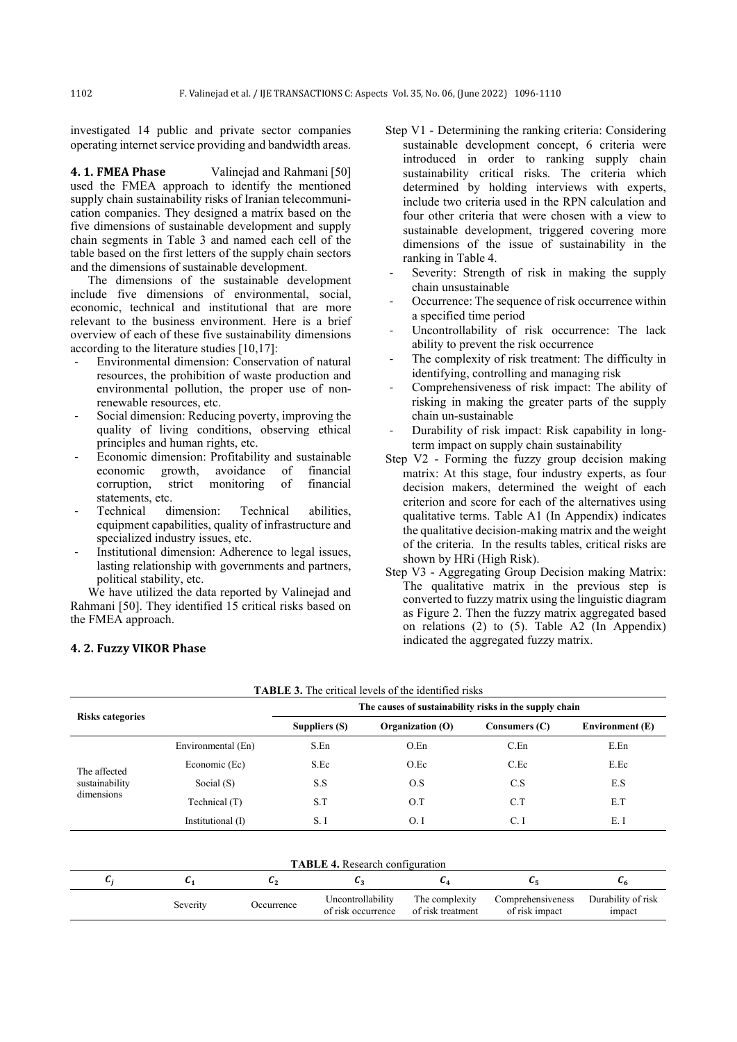investigated 14 public and private sector companies operating internet service providing and bandwidth areas.

### 4. 1. FMEA Phase

Valinejad and Rahmani [50] used the FMEA approach to identify the mentioned supply chain sustainability risks of Iranian telecommunication companies. They designed a matrix based on the five dimensions of sustainable development and supply chain segments in Table 3 and named each cell of the table based on the first letters of the supply chain sectors and the dimensions of sustainable development.

The dimensions of the sustainable development include five dimensions of environmental, social, economic, technical and institutional that are more relevant to the business environment. Here is a brief overview of each of these five sustainability dimensions according to the literature studies [10,17]:

- Environmental dimension: Conservation of natural resources, the prohibition of waste production and environmental pollution, the proper use of non-renewable resources, etc.
- Social dimension: Reducing poverty, improving the quality of living conditions, observing ethical principles and human rights, etc.
- Economic dimension: Profitability and sustainable economic growth, avoidance of financial corruption, strict monitoring of financial statements, etc.
- Technical dimension: Technical abilities, equipment capabilities, quality of infrastructure and specialized industry issues, etc.
- Institutional dimension: Adherence to legal issues, lasting relationship with governments and partners, political stability, etc.

We have utilized the data reported by Valinejad and Rahmani [50]. They identified 15 critical risks based on the FMEA approach.

### 4. 2. Fuzzy VIKOR Phase

Step V1 - Determining the ranking criteria: Considering sustainable development concept, 6 criteria were introduced in order to ranking supply chain sustainability critical risks. The criteria which determined by holding interviews with experts, include two criteria used in the RPN calculation and four other criteria that were chosen with a view to sustainable development, triggered covering more dimensions of the issue of sustainability in the ranking in Table 4.

- Severity: Strength of risk in making the supply chain unsustainable
- Occurrence: The sequence of risk occurrence within a specified time period
- Uncontrollability of risk occurrence: The lack ability to prevent the risk occurrence
- The complexity of risk treatment: The difficulty in identifying, controlling and managing risk
- Comprehensiveness of risk impact: The ability of risking in making the greater parts of the supply chain un-sustainable
- Durability of risk impact: Risk capability in long-term impact on supply chain sustainability

Step V2 - Forming the fuzzy group decision making matrix: At this stage, four industry experts, as four decision makers, determined the weight of each criterion and score for each of the alternatives using qualitative terms. Table A1 (In Appendix) indicates the qualitative decision-making matrix and the weight of the criteria. In the results tables, critical risks are shown by HRi (High Risk).

Step V3 - Aggregating Group Decision making Matrix: The qualitative matrix in the previous step is converted to fuzzy matrix using the linguistic diagram as Figure 2. Then the fuzzy matrix aggregated based on relations (2) to (5). Table A2 (In Appendix) indicated the aggregated fuzzy matrix.

**TABLE 3.** The critical levels of the identified risks

| Risks categories | | The causes of sustainability risks in the supply chain | | | |
|---|---|---|---|---|---|
| | | Suppliers (S) | Organization (O) | Consumers (C) | Environment (E) |
| The affected sustainability dimensions | Environmental (En) | S.En | O.En | C.En | E.En |
| | Economic (Ec) | S.Ec | O.Ec | C.Ec | E.Ec |
| | Social (S) | S.S | O.S | C.S | E.S |
| | Technical (T) | S.T | O.T | C.T | E.T |
| | Institutional (I) | S. I | O. I | C. I | E. I |

**TABLE 4.** Research configuration

| $C_j$ | $C_1$ | $C_2$ | $C_3$ | $C_4$ | $C_5$ | $C_6$ |
|---|---|---|---|---|---|---|
| | Severity | Occurrence | Uncontrollability of risk occurrence | The complexity of risk treatment | Comprehensiveness of risk impact | Durability of risk impact |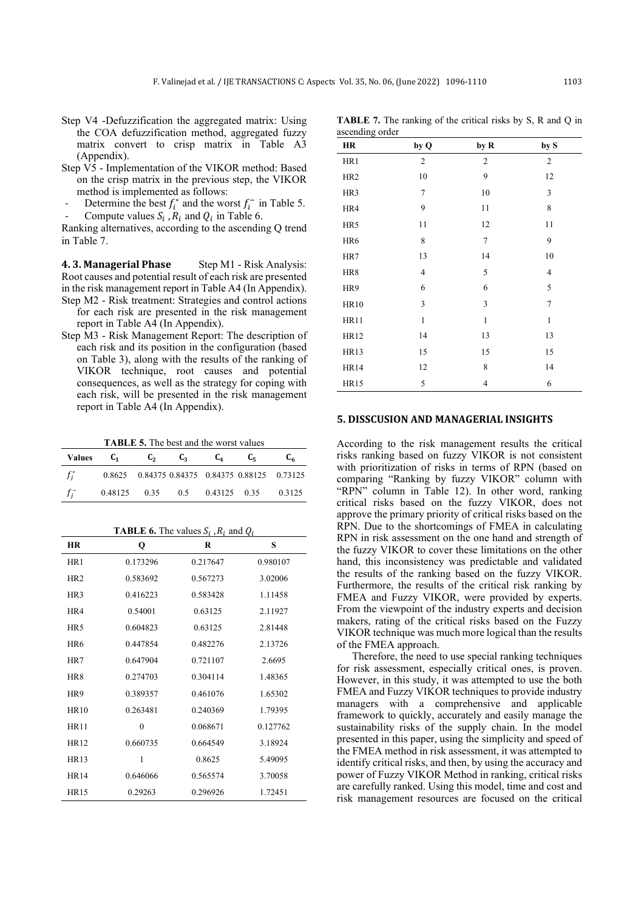- Step V4 -Defuzzification the aggregated matrix: Using the COA defuzzification method, aggregated fuzzy matrix convert to crisp matrix in Table A3 (Appendix).
- Step V5 - Implementation of the VIKOR method: Based on the crisp matrix in the previous step, the VIKOR method is implemented as follows:
  - Determine the best $f_i^*$ and the worst $f_i^-$ in Table 5.
  - Compute values $S_i$ , $R_i$ and $Q_i$ in Table 6.

Ranking alternatives, according to the ascending Q trend in Table 7.

### 4. 3. Managerial Phase

Step M1 - Risk Analysis: Root causes and potential result of each risk are presented in the risk management report in Table A4 (In Appendix).

- Step M2 - Risk treatment: Strategies and control actions for each risk are presented in the risk management report in Table A4 (In Appendix).
- Step M3 - Risk Management Report: The description of each risk and its position in the configuration (based on Table 3), along with the results of the ranking of VIKOR technique, root causes and potential consequences, as well as the strategy for coping with each risk, will be presented in the risk management report in Table A4 (In Appendix).

**TABLE 5.** The best and the worst values

| Values | $C_1$ | $C_2$ | $C_3$ | $C_4$ | $C_5$ | $C_6$ |
|---|---|---|---|---|---|---|
| $f_j^*$ | 0.8625 | 0.84375 | 0.84375 | 0.84375 | 0.88125 | 0.73125 |
| $f_j^-$ | 0.48125 | 0.35 | 0.5 | 0.43125 | 0.35 | 0.3125 |

**TABLE 6.** The values $S_i$ , $R_i$ and $Q_i$

| HR | Q | R | S |
|---|---|---|---|
| HR1 | 0.173296 | 0.217647 | 0.980107 |
| HR2 | 0.583692 | 0.567273 | 3.02006 |
| HR3 | 0.416223 | 0.583428 | 1.11458 |
| HR4 | 0.54001 | 0.63125 | 2.11927 |
| HR5 | 0.604823 | 0.63125 | 2.81448 |
| HR6 | 0.447854 | 0.482276 | 2.13726 |
| HR7 | 0.647904 | 0.721107 | 2.6695 |
| HR8 | 0.274703 | 0.304114 | 1.48365 |
| HR9 | 0.389357 | 0.461076 | 1.65302 |
| HR10 | 0.263481 | 0.240369 | 1.79395 |
| HR11 | 0 | 0.068671 | 0.127762 |
| HR12 | 0.660735 | 0.664549 | 3.18924 |
| HR13 | 1 | 0.8625 | 5.49095 |
| HR14 | 0.646066 | 0.565574 | 3.70058 |
| HR15 | 0.29263 | 0.296926 | 1.72451 |

**TABLE 7.** The ranking of the critical risks by S, R and Q in ascending order

| HR | by Q | by R | by S |
|---|---|---|---|
| HR1 | 2 | 2 | 2 |
| HR2 | 10 | 9 | 12 |
| HR3 | 7 | 10 | 3 |
| HR4 | 9 | 11 | 8 |
| HR5 | 11 | 12 | 11 |
| HR6 | 8 | 7 | 9 |
| HR7 | 13 | 14 | 10 |
| HR8 | 4 | 5 | 4 |
| HR9 | 6 | 6 | 5 |
| HR10 | 3 | 3 | 7 |
| HR11 | 1 | 1 | 1 |
| HR12 | 14 | 13 | 13 |
| HR13 | 15 | 15 | 15 |
| HR14 | 12 | 8 | 14 |
| HR15 | 5 | 4 | 6 |

## 5. DISSCUSION AND MANAGERIAL INSIGHTS

According to the risk management results the critical risks ranking based on fuzzy VIKOR is not consistent with prioritization of risks in terms of RPN (based on comparing "Ranking by fuzzy VIKOR" column with "RPN" column in Table 12). In other word, ranking critical risks based on the fuzzy VIKOR, does not approve the primary priority of critical risks based on the RPN. Due to the shortcomings of FMEA in calculating RPN in risk assessment on the one hand and strength of the fuzzy VIKOR to cover these limitations on the other hand, this inconsistency was predictable and validated the results of the ranking based on the fuzzy VIKOR. Furthermore, the results of the critical risk ranking by FMEA and Fuzzy VIKOR, were provided by experts. From the viewpoint of the industry experts and decision makers, rating of the critical risks based on the Fuzzy VIKOR technique was much more logical than the results of the FMEA approach.

Therefore, the need to use special ranking techniques for risk assessment, especially critical ones, is proven. However, in this study, it was attempted to use the both FMEA and Fuzzy VIKOR techniques to provide industry managers with a comprehensive and applicable framework to quickly, accurately and easily manage the sustainability risks of the supply chain. In the model presented in this paper, using the simplicity and speed of the FMEA method in risk assessment, it was attempted to identify critical risks, and then, by using the accuracy and power of Fuzzy VIKOR Method in ranking, critical risks are carefully ranked. Using this model, time and cost and risk management resources are focused on the critical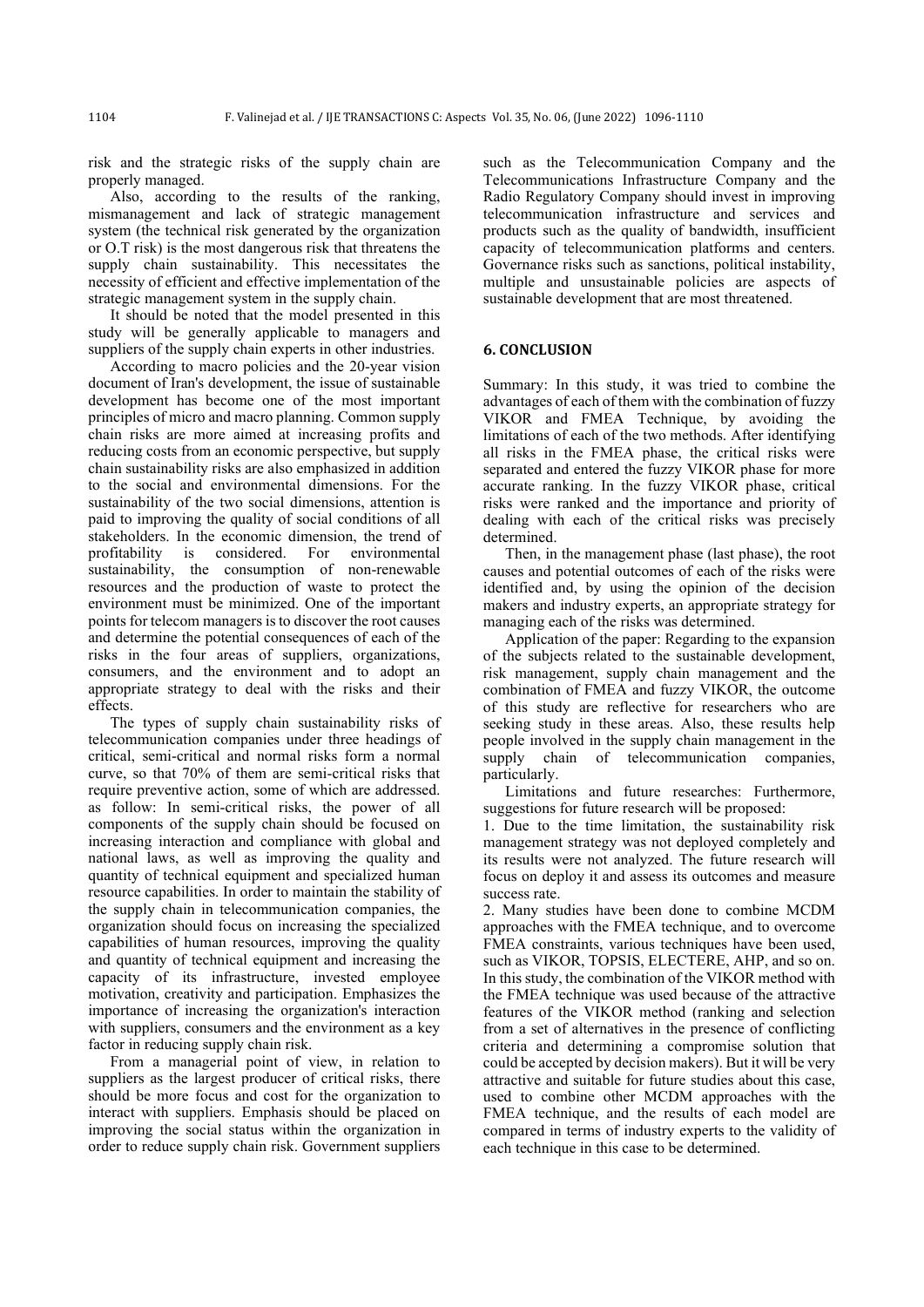risk and the strategic risks of the supply chain are properly managed.

Also, according to the results of the ranking, mismanagement and lack of strategic management system (the technical risk generated by the organization or O.T risk) is the most dangerous risk that threatens the supply chain sustainability. This necessitates the necessity of efficient and effective implementation of the strategic management system in the supply chain.

It should be noted that the model presented in this study will be generally applicable to managers and suppliers of the supply chain experts in other industries.

According to macro policies and the 20-year vision document of Iran's development, the issue of sustainable development has become one of the most important principles of micro and macro planning. Common supply chain risks are more aimed at increasing profits and reducing costs from an economic perspective, but supply chain sustainability risks are also emphasized in addition to the social and environmental dimensions. For the sustainability of the two social dimensions, attention is paid to improving the quality of social conditions of all stakeholders. In the economic dimension, the trend of profitability is considered. For environmental sustainability, the consumption of non-renewable resources and the production of waste to protect the environment must be minimized. One of the important points for telecom managers is to discover the root causes and determine the potential consequences of each of the risks in the four areas of suppliers, organizations, consumers, and the environment and to adopt an appropriate strategy to deal with the risks and their effects.

The types of supply chain sustainability risks of telecommunication companies under three headings of critical, semi-critical and normal risks form a normal curve, so that 70% of them are semi-critical risks that require preventive action, some of which are addressed. as follow: In semi-critical risks, the power of all components of the supply chain should be focused on increasing interaction and compliance with global and national laws, as well as improving the quality and quantity of technical equipment and specialized human resource capabilities. In order to maintain the stability of the supply chain in telecommunication companies, the organization should focus on increasing the specialized capabilities of human resources, improving the quality and quantity of technical equipment and increasing the capacity of its infrastructure, invested employee motivation, creativity and participation. Emphasizes the importance of increasing the organization's interaction with suppliers, consumers and the environment as a key factor in reducing supply chain risk.

From a managerial point of view, in relation to suppliers as the largest producer of critical risks, there should be more focus and cost for the organization to interact with suppliers. Emphasis should be placed on improving the social status within the organization in order to reduce supply chain risk. Government suppliers such as the Telecommunication Company and the Telecommunications Infrastructure Company and the Radio Regulatory Company should invest in improving telecommunication infrastructure and services and products such as the quality of bandwidth, insufficient capacity of telecommunication platforms and centers. Governance risks such as sanctions, political instability, multiple and unsustainable policies are aspects of sustainable development that are most threatened.

## 6. CONCLUSION

Summary: In this study, it was tried to combine the advantages of each of them with the combination of fuzzy VIKOR and FMEA Technique, by avoiding the limitations of each of the two methods. After identifying all risks in the FMEA phase, the critical risks were separated and entered the fuzzy VIKOR phase for more accurate ranking. In the fuzzy VIKOR phase, critical risks were ranked and the importance and priority of dealing with each of the critical risks was precisely determined.

Then, in the management phase (last phase), the root causes and potential outcomes of each of the risks were identified and, by using the opinion of the decision makers and industry experts, an appropriate strategy for managing each of the risks was determined.

Application of the paper: Regarding to the expansion of the subjects related to the sustainable development, risk management, supply chain management and the combination of FMEA and fuzzy VIKOR, the outcome of this study are reflective for researchers who are seeking study in these areas. Also, these results help people involved in the supply chain management in the supply chain of telecommunication companies, particularly.

Limitations and future researches: Furthermore, suggestions for future research will be proposed:

1. Due to the time limitation, the sustainability risk management strategy was not deployed completely and its results were not analyzed. The future research will focus on deploy it and assess its outcomes and measure success rate.
2. Many studies have been done to combine MCDM approaches with the FMEA technique, and to overcome FMEA constraints, various techniques have been used, such as VIKOR, TOPSIS, ELECTERE, AHP, and so on. In this study, the combination of the VIKOR method with the FMEA technique was used because of the attractive features of the VIKOR method (ranking and selection from a set of alternatives in the presence of conflicting criteria and determining a compromise solution that could be accepted by decision makers). But it will be very attractive and suitable for future studies about this case, used to combine other MCDM approaches with the FMEA technique, and the results of each model are compared in terms of industry experts to the validity of each technique in this case to be determined.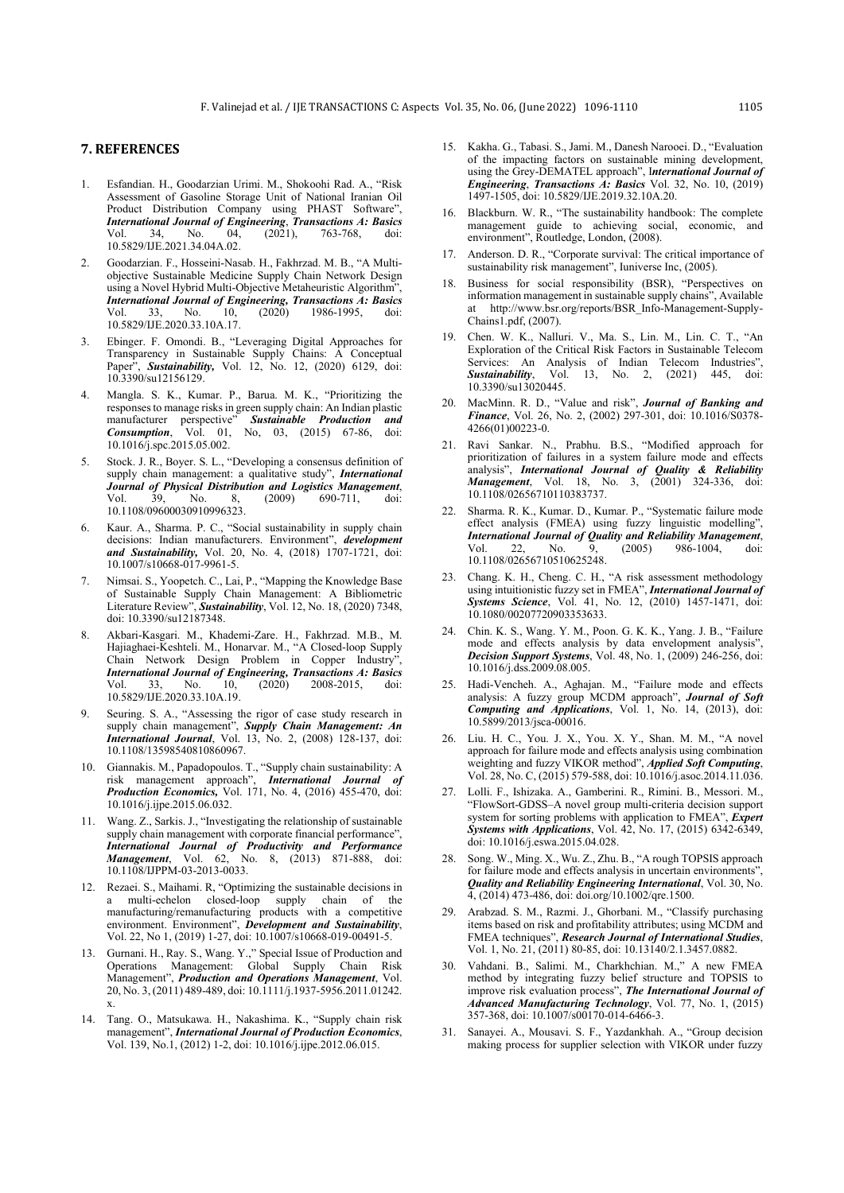## 7. REFERENCES

1. Esfandian. H., Goodarzian Urimi. M., Shokoohi Rad. A., "Risk Assessment of Gasoline Storage Unit of National Iranian Oil Product Distribution Company using PHAST Software", ***International Journal of Engineering*, *Transactions A: Basics*** Vol. 34, No. 04, (2021), 763-768, doi: 10.5829/IJE.2021.34.04A.02.
2. Goodarzian. F., Hosseini-Nasab. H., Fakhrzad. M. B., "A Multi-objective Sustainable Medicine Supply Chain Network Design using a Novel Hybrid Multi-Objective Metaheuristic Algorithm", ***International Journal of Engineering, Transactions A: Basics*** Vol. 33, No. 10, (2020) 1986-1995, doi: 10.5829/IJE.2020.33.10A.17.
3. Ebinger. F. Omondi. B., "Leveraging Digital Approaches for Transparency in Sustainable Supply Chains: A Conceptual Paper", ***Sustainability,*** Vol. 12, No. 12, (2020) 6129, doi: 10.3390/su12156129.
4. Mangla. S. K., Kumar. P., Barua. M. K., "Prioritizing the responses to manage risks in green supply chain: An Indian plastic manufacturer perspective" ***Sustainable Production and Consumption***, Vol. 01, No, 03, (2015) 67-86, doi: 10.1016/j.spc.2015.05.002.
5. Stock. J. R., Boyer. S. L., "Developing a consensus definition of supply chain management: a qualitative study", ***International Journal of Physical Distribution and Logistics Management***, Vol. 39, No. 8, (2009) 690-711, doi: 10.1108/09600030910996323.
6. Kaur. A., Sharma. P. C., "Social sustainability in supply chain decisions: Indian manufacturers. Environment", ***development and Sustainability,*** Vol. 20, No. 4, (2018) 1707-1721, doi: 10.1007/s10668-017-9961-5.
7. Nimsai. S., Yoopetch. C., Lai, P., "Mapping the Knowledge Base of Sustainable Supply Chain Management: A Bibliometric Literature Review", ***Sustainability***, Vol. 12, No. 18, (2020) 7348, doi: 10.3390/su12187348.
8. Akbari-Kasgari. M., Khademi-Zare. H., Fakhrzad. M.B., M. Hajiaghaei-Keshteli. M., Honarvar. M., "A Closed-loop Supply Chain Network Design Problem in Copper Industry", ***International Journal of Engineering, Transactions A: Basics*** Vol. 33, No. 10, (2020) 2008-2015, doi: 10.5829/IJE.2020.33.10A.19.
9. Seuring. S. A., "Assessing the rigor of case study research in supply chain management", ***Supply Chain Management: An International Journal***, Vol. 13, No. 2, (2008) 128-137, doi: 10.1108/13598540810860967.
10. Giannakis. M., Papadopoulos. T., "Supply chain sustainability: A risk management approach", ***International Journal of Production Economics,*** Vol. 171, No. 4, (2016) 455-470, doi: 10.1016/j.ijpe.2015.06.032.
11. Wang. Z., Sarkis. J., "Investigating the relationship of sustainable supply chain management with corporate financial performance", ***International Journal of Productivity and Performance Management***, Vol. 62, No. 8, (2013) 871-888, doi: 10.1108/IJPPM-03-2013-0033.
12. Rezaei. S., Maihami. R, "Optimizing the sustainable decisions in a multi-echelon closed-loop supply chain of the manufacturing/remanufacturing products with a competitive environment. Environment", ***Development and Sustainability***, Vol. 22, No 1, (2019) 1-27, doi: 10.1007/s10668-019-00491-5.
13. Gurnani. H., Ray. S., Wang. Y.," Special Issue of Production and Operations Management: Global Supply Chain Risk Management", ***Production and Operations Management***, Vol. 20, No. 3, (2011) 489-489, doi: 10.1111/j.1937-5956.2011.01242.x.
14. Tang. O., Matsukawa. H., Nakashima. K., "Supply chain risk management", ***International Journal of Production Economics***, Vol. 139, No.1, (2012) 1-2, doi: 10.1016/j.ijpe.2012.06.015.
15. Kakha. G., Tabasi. S., Jami. M., Danesh Narooei. D., "Evaluation of the impacting factors on sustainable mining development, using the Grey-DEMATEL approach", I***nternational Journal of Engineering*, *Transactions A: Basics*** Vol. 32, No. 10, (2019) 1497-1505, doi: 10.5829/IJE.2019.32.10A.20.
16. Blackburn. W. R., "The sustainability handbook: The complete management guide to achieving social, economic, and environment", Routledge, London, (2008).
17. Anderson. D. R., "Corporate survival: The critical importance of sustainability risk management", Iuniverse Inc, (2005).
18. Business for social responsibility (BSR), "Perspectives on information management in sustainable supply chains", Available at http://www.bsr.org/reports/BSR_Info-Management-Supply-Chains1.pdf, (2007).
19. Chen. W. K., Nalluri. V., Ma. S., Lin. M., Lin. C. T., "An Exploration of the Critical Risk Factors in Sustainable Telecom Services: An Analysis of Indian Telecom Industries", ***Sustainability***, Vol. 13, No. 2, (2021) 445, doi: 10.3390/su13020445.
20. MacMinn. R. D., "Value and risk", ***Journal of Banking and Finance***, Vol. 26, No. 2, (2002) 297-301, doi: 10.1016/S0378-4266(01)00223-0.
21. Ravi Sankar. N., Prabhu. B.S., "Modified approach for prioritization of failures in a system failure mode and effects analysis", ***International Journal of Quality & Reliability Management***, Vol. 18, No. 3, (2001) 324-336, doi: 10.1108/02656710110383737.
22. Sharma. R. K., Kumar. D., Kumar. P., "Systematic failure mode effect analysis (FMEA) using fuzzy linguistic modelling", ***International Journal of Quality and Reliability Management***, Vol. 22, No. 9, (2005) 986-1004, doi: 10.1108/02656710510625248.
23. Chang. K. H., Cheng. C. H., "A risk assessment methodology using intuitionistic fuzzy set in FMEA", ***International Journal of Systems Science***, Vol. 41, No. 12, (2010) 1457-1471, doi: 10.1080/00207720903353633.
24. Chin. K. S., Wang. Y. M., Poon. G. K. K., Yang. J. B., "Failure mode and effects analysis by data envelopment analysis", ***Decision Support Systems***, Vol. 48, No. 1, (2009) 246-256, doi: 10.1016/j.dss.2009.08.005.
25. Hadi-Vencheh. A., Aghajan. M., "Failure mode and effects analysis: A fuzzy group MCDM approach", ***Journal of Soft Computing and Applications***, Vol. 1, No. 14, (2013), doi: 10.5899/2013/jsca-00016.
26. Liu. H. C., You. J. X., You. X. Y., Shan. M. M., "A novel approach for failure mode and effects analysis using combination weighting and fuzzy VIKOR method", ***Applied Soft Computing***, Vol. 28, No. C, (2015) 579-588, doi: 10.1016/j.asoc.2014.11.036.
27. Lolli. F., Ishizaka. A., Gamberini. R., Rimini. B., Messori. M., "FlowSort-GDSS–A novel group multi-criteria decision support system for sorting problems with application to FMEA", ***Expert Systems with Applications***, Vol. 42, No. 17, (2015) 6342-6349, doi: 10.1016/j.eswa.2015.04.028.
28. Song. W., Ming. X., Wu. Z., Zhu. B., "A rough TOPSIS approach for failure mode and effects analysis in uncertain environments", ***Quality and Reliability Engineering International***, Vol. 30, No. 4, (2014) 473-486, doi: doi.org/10.1002/qre.1500.
29. Arabzad. S. M., Razmi. J., Ghorbani. M., "Classify purchasing items based on risk and profitability attributes; using MCDM and FMEA techniques", ***Research Journal of International Studies***, Vol. 1, No. 21, (2011) 80-85, doi: 10.13140/2.1.3457.0882.
30. Vahdani. B., Salimi. M., Charkhchian. M.," A new FMEA method by integrating fuzzy belief structure and TOPSIS to improve risk evaluation process", ***The International Journal of Advanced Manufacturing Technology***, Vol. 77, No. 1, (2015) 357-368, doi: 10.1007/s00170-014-6466-3.
31. Sanayei. A., Mousavi. S. F., Yazdankhah. A., "Group decision making process for supplier selection with VIKOR under fuzzy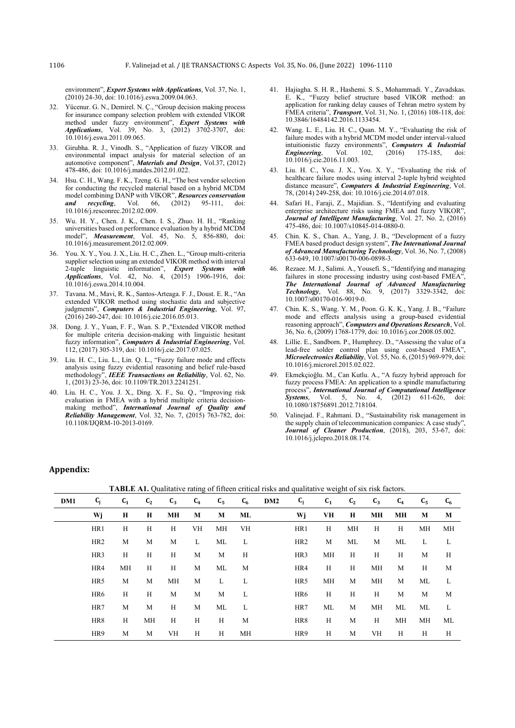environment", ***Expert Systems with Applications***, Vol. 37, No. 1, (2010) 24-30, doi: 10.1016/j.eswa.2009.04.063.

32. Yücenur. G. N., Demirel. N. Ç., "Group decision making process for insurance company selection problem with extended VIKOR method under fuzzy environment", ***Expert Systems with Applications***, Vol. 39, No. 3, (2012) 3702-3707, doi: 10.1016/j.eswa.2011.09.065.
33. Girubha. R. J., Vinodh. S., "Application of fuzzy VIKOR and environmental impact analysis for material selection of an automotive component", ***Materials and Design***, Vol.37, (2012) 478-486, doi: 10.1016/j.matdes.2012.01.022.
34. Hsu. C. H., Wang. F. K., Tzeng. G. H., "The best vendor selection for conducting the recycled material based on a hybrid MCDM model combining DANP with VIKOR", ***Resources conservation and recycling***, Vol. 66, (2012) 95-111, doi: 10.1016/j.resconrec.2012.02.009.
35. Wu. H. Y., Chen. J. K., Chen. I. S., Zhuo. H. H., "Ranking universities based on performance evaluation by a hybrid MCDM model", ***Measurement***, Vol. 45, No. 5, 856-880, doi: 10.1016/j.measurement.2012.02.009.
36. You. X. Y., You. J. X., Liu. H. C., Zhen. L., "Group multi-criteria supplier selection using an extended VIKOR method with interval 2-tuple linguistic information", ***Expert Systems with Applications***, Vol. 42, No. 4, (2015) 1906-1916, doi: 10.1016/j.eswa.2014.10.004.
37. Tavana. M., Mavi, R. K., Santos-Arteaga. F. J., Doust. E. R., "An extended VIKOR method using stochastic data and subjective judgments", ***Computers & Industrial Engineering***, Vol. 97, (2016) 240-247, doi: 10.1016/j.cie.2016.05.013.
38. Dong. J. Y., Yuan, F. F., Wan. S. P.,"Extended VIKOR method for multiple criteria decision-making with linguistic hesitant fuzzy information", ***Computers & Industrial Engineering***, Vol. 112, (2017) 305-319, doi: 10.1016/j.cie.2017.07.025.
39. Liu. H. C., Liu. L., Lin. Q. L., "Fuzzy failure mode and effects analysis using fuzzy evidential reasoning and belief rule-based methodology", ***IEEE Transactions on Reliability***, Vol. 62, No. 1, (2013) 23-36, doi: 10.1109/TR.2013.2241251.
40. Liu. H. C., You. J. X., Ding. X. F., Su. Q., "Improving risk evaluation in FMEA with a hybrid multiple criteria decision-making method", ***International Journal of Quality and Reliability Management***, Vol. 32, No. 7, (2015) 763-782, doi: 10.1108/IJQRM-10-2013-0169.
41. Hajiagha. S. H. R., Hashemi. S. S., Mohammadi. Y., Zavadskas. E. K., "Fuzzy belief structure based VIKOR method: an application for ranking delay causes of Tehran metro system by FMEA criteria", ***Transport***, Vol. 31, No. 1, (2016) 108-118, doi: 10.3846/16484142.2016.1133454.
42. Wang. L. E., Liu. H. C., Quan. M. Y., "Evaluating the risk of failure modes with a hybrid MCDM model under interval-valued intuitionistic fuzzy environments", ***Computers & Industrial Engineering***, Vol. 102, (2016) 175-185, doi: 10.1016/j.cie.2016.11.003.
43. Liu. H. C., You. J. X., You. X. Y., "Evaluating the risk of healthcare failure modes using interval 2-tuple hybrid weighted distance measure", ***Computers & Industrial Engineering***, Vol. 78, (2014) 249-258, doi: 10.1016/j.cie.2014.07.018.
44. Safari H., Faraji, Z., Majidian. S., "Identifying and evaluating enterprise architecture risks using FMEA and fuzzy VIKOR", ***Journal of Intelligent Manufacturing***, Vol. 27, No. 2, (2016) 475-486, doi: 10.1007/s10845-014-0880-0.
45. Chin. K. S., Chan. A., Yang, J. B., "Development of a fuzzy FMEA based product design system", ***The International Journal of Advanced Manufacturing Technology***, Vol. 36, No. 7, (2008) 633-649, 10.1007/s00170-006-0898-3.
46. Rezaee. M. J., Salimi. A., Yousefi. S., "Identifying and managing failures in stone processing industry using cost-based FMEA", ***The International Journal of Advanced Manufacturing Technology***, Vol. 88, No. 9, (2017) 3329-3342, doi: 10.1007/s00170-016-9019-0.
47. Chin. K. S., Wang. Y. M., Poon. G. K. K., Yang. J. B., "Failure mode and effects analysis using a group-based evidential reasoning approach", ***Computers and Operations Research***, Vol. 36, No. 6, (2009) 1768-1779, doi: 10.1016/j.cor.2008.05.002.
48. Lillie. E., Sandborn. P., Humphrey. D., "Assessing the value of a lead-free solder control plan using cost-based FMEA", ***Microelectronics Reliability***, Vol. 55, No. 6, (2015) 969-979, doi: 10.1016/j.microrel.2015.02.022.
49. Ekmekçioğlu. M., Can Kutlu. A., "A fuzzy hybrid approach for fuzzy process FMEA: An application to a spindle manufacturing process", ***International Journal of Computational Intelligence Systems***, Vol. 5, No. 4, (2012) 611-626, doi: 10.1080/18756891.2012.718104.
50. Valinejad. F., Rahmani. D., "Sustainability risk management in the supply chain of telecommunication companies: A case study", ***Journal of Cleaner Production***, (2018), 203, 53-67, doi: 10.1016/j.jclepro.2018.08.174.

## Appendix:

**TABLE A1.** Qualitative rating of fifteen critical risks and qualitative weight of six risk factors.

| DM1 | $C_j$ | $C_1$ | $C_2$ | $C_3$ | $C_4$ | $C_5$ | $C_6$ | DM2 | $C_j$ | $C_1$ | $C_2$ | $C_3$ | $C_4$ | $C_5$ | $C_6$ |
|---|---|---|---|---|---|---|---|---|---|---|---|---|---|---|---|
| | Wj | H | H | MH | M | M | ML | | Wj | VH | H | MH | MH | M | M |
| | HR1 | H | H | H | VH | MH | VH | | HR1 | H | MH | H | H | MH | MH |
| | HR2 | M | M | M | L | ML | L | | HR2 | M | ML | M | ML | L | L |
| | HR3 | H | H | H | M | M | H | | HR3 | MH | H | H | H | M | H |
| | HR4 | MH | H | H | M | ML | M | | HR4 | H | H | MH | M | H | M |
| | HR5 | M | M | MH | M | L | L | | HR5 | MH | M | MH | M | ML | L |
| | HR6 | H | H | M | M | M | L | | HR6 | H | H | H | M | M | M |
| | HR7 | M | M | H | M | ML | L | | HR7 | ML | M | MH | ML | ML | L |
| | HR8 | H | MH | H | H | H | M | | HR8 | H | M | H | MH | MH | ML |
| | HR9 | M | M | VH | H | H | MH | | HR9 | H | M | VH | H | H | H |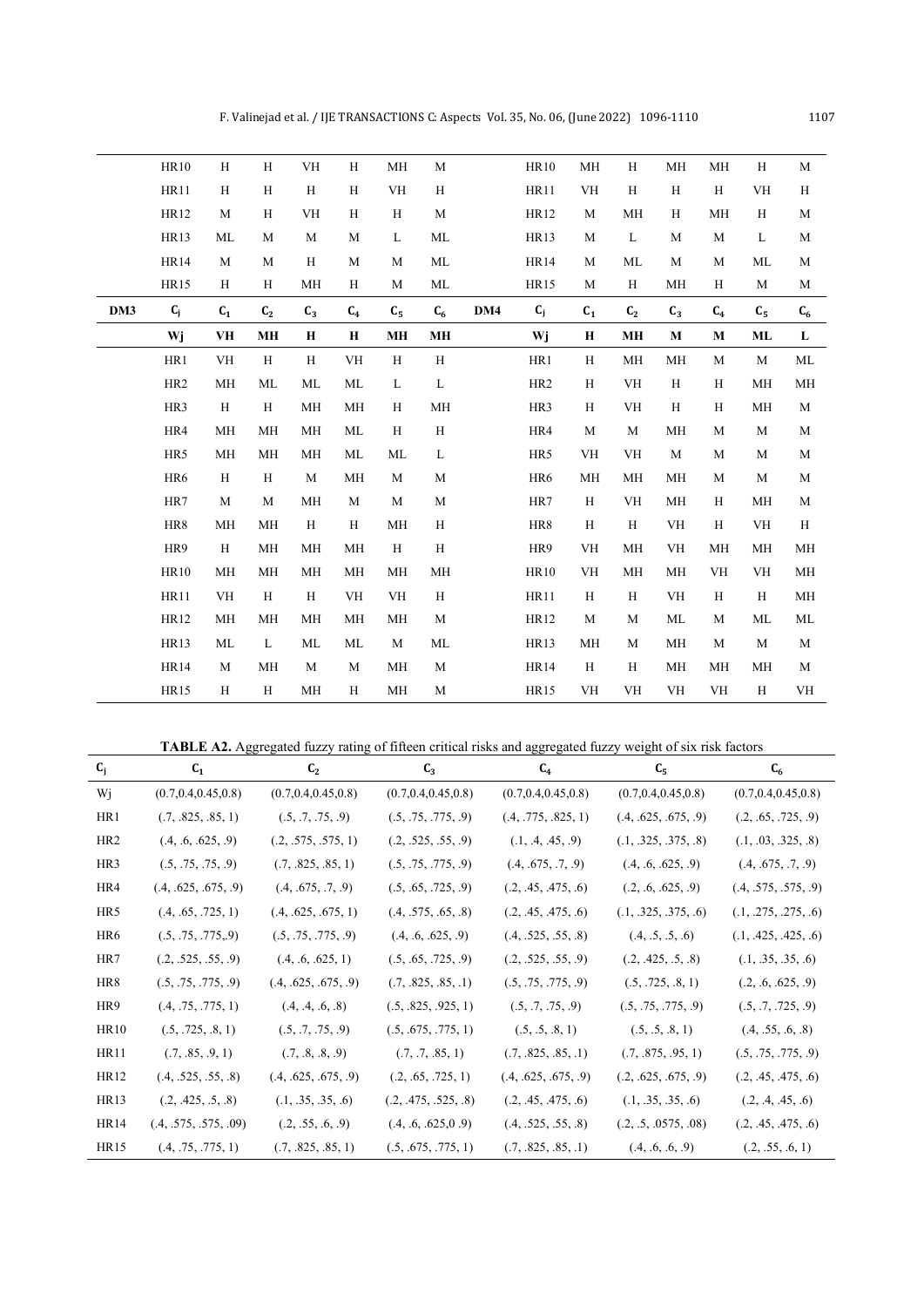|  | HR10 | H | H | VH | H | MH | M |  | HR10 | MH | H | MH | MH | H | M |
|---|---|---|---|---|---|---|---|---|---|---|---|---|---|---|---|
|  | HR11 | H | H | H | H | VH | H |  | HR11 | VH | H | H | H | VH | H |
|  | HR12 | M | H | VH | H | H | M |  | HR12 | M | MH | H | MH | H | M |
|  | HR13 | ML | M | M | M | L | ML |  | HR13 | M | L | M | M | L | M |
|  | HR14 | M | M | H | M | M | ML |  | HR14 | M | ML | M | M | ML | M |
|  | HR15 | H | H | MH | H | M | ML |  | HR15 | M | H | MH | H | M | M |
| **DM3** | $C_j$ | $C_1$ | $C_2$ | $C_3$ | $C_4$ | $C_5$ | $C_6$ | **DM4** | $C_j$ | $C_1$ | $C_2$ | $C_3$ | $C_4$ | $C_5$ | $C_6$ |
|  | **Wj** | **VH** | **MH** | **H** | **H** | **MH** | **MH** |  | **Wj** | **H** | **MH** | **M** | **M** | **ML** | **L** |
|  | HR1 | VH | H | H | VH | H | H |  | HR1 | H | MH | MH | M | M | ML |
|  | HR2 | MH | ML | ML | ML | L | L |  | HR2 | H | VH | H | H | MH | MH |
|  | HR3 | H | H | MH | MH | H | MH |  | HR3 | H | VH | H | H | MH | M |
|  | HR4 | MH | MH | MH | ML | H | H |  | HR4 | M | M | MH | M | M | M |
|  | HR5 | MH | MH | MH | ML | ML | L |  | HR5 | VH | VH | M | M | M | M |
|  | HR6 | H | H | M | MH | M | M |  | HR6 | MH | MH | MH | M | M | M |
|  | HR7 | M | M | MH | M | M | M |  | HR7 | H | VH | MH | H | MH | M |
|  | HR8 | MH | MH | H | H | MH | H |  | HR8 | H | H | VH | H | VH | H |
|  | HR9 | H | MH | MH | MH | H | H |  | HR9 | VH | MH | VH | MH | MH | MH |
|  | HR10 | MH | MH | MH | MH | MH | MH |  | HR10 | VH | MH | MH | VH | VH | MH |
|  | HR11 | VH | H | H | VH | VH | H |  | HR11 | H | H | VH | H | H | MH |
|  | HR12 | MH | MH | MH | MH | MH | M |  | HR12 | M | M | ML | M | ML | ML |
|  | HR13 | ML | L | ML | ML | M | ML |  | HR13 | MH | M | MH | M | M | M |
|  | HR14 | M | MH | M | M | MH | M |  | HR14 | H | H | MH | MH | MH | M |
|  | HR15 | H | H | MH | H | MH | M |  | HR15 | VH | VH | VH | VH | H | VH |

**TABLE A2.** Aggregated fuzzy rating of fifteen critical risks and aggregated fuzzy weight of six risk factors

| $C_j$ | $C_1$ | $C_2$ | $C_3$ | $C_4$ | $C_5$ | $C_6$ |
|---|---|---|---|---|---|---|
| Wj | (0.7,0.4,0.45,0.8) | (0.7,0.4,0.45,0.8) | (0.7,0.4,0.45,0.8) | (0.7,0.4,0.45,0.8) | (0.7,0.4,0.45,0.8) | (0.7,0.4,0.45,0.8) |
| HR1 | (.7, .825, .85, 1) | (.5, .7, .75, .9) | (.5, .75, .775, .9) | (.4, .775, .825, 1) | (.4, .625, .675, .9) | (.2, .65, .725, .9) |
| HR2 | (.4, .6, .625, .9) | (.2, .575, .575, 1) | (.2, .525, .55, .9) | (.1, .4, .45, .9) | (.1, .325, .375, .8) | (.1, .03, .325, .8) |
| HR3 | (.5, .75, .75, .9) | (.7, .825, .85, 1) | (.5, .75, .775, .9) | (.4, .675, .7, .9) | (.4, .6, .625, .9) | (.4, .675, .7, .9) |
| HR4 | (.4, .625, .675, .9) | (.4, .675, .7, .9) | (.5, .65, .725, .9) | (.2, .45, .475, .6) | (.2, .6, .625, .9) | (.4, .575, .575, .9) |
| HR5 | (.4, .65, .725, 1) | (.4, .625, .675, 1) | (.4, .575, .65, .8) | (.2, .45, .475, .6) | (.1, .325, .375, .6) | (.1, .275, .275, .6) |
| HR6 | (.5, .75, .775,.9) | (.5, .75, .775, .9) | (.4, .6, .625, .9) | (.4, .525, .55, .8) | (.4, .5, .5, .6) | (.1, .425, .425, .6) |
| HR7 | (.2, .525, .55, .9) | (.4, .6, .625, 1) | (.5, .65, .725, .9) | (.2, .525, .55, .9) | (.2, .425, .5, .8) | (.1, .35, .35, .6) |
| HR8 | (.5, .75, .775, .9) | (.4, .625, .675, .9) | (.7, .825, .85, .1) | (.5, .75, .775, .9) | (.5, .725, .8, 1) | (.2, .6, .625, .9) |
| HR9 | (.4, .75, .775, 1) | (.4, .4, .6, .8) | (.5, .825, .925, 1) | (.5, .7, .75, .9) | (.5, .75, .775, .9) | (.5, .7, .725, .9) |
| HR10 | (.5, .725, .8, 1) | (.5, .7, .75, .9) | (.5, .675, .775, 1) | (.5, .5, .8, 1) | (.5, .5, .8, 1) | (.4, .55, .6, .8) |
| HR11 | (.7, .85, .9, 1) | (.7, .8, .8, .9) | (.7, .7, .85, 1) | (.7, .825, .85, .1) | (.7, .875, .95, 1) | (.5, .75, .775, .9) |
| HR12 | (.4, .525, .55, .8) | (.4, .625, .675, .9) | (.2, .65, .725, 1) | (.4, .625, .675, .9) | (.2, .625, .675, .9) | (.2, .45, .475, .6) |
| HR13 | (.2, .425, .5, .8) | (.1, .35, .35, .6) | (.2, .475, .525, .8) | (.2, .45, .475, .6) | (.1, .35, .35, .6) | (.2, .4, .45, .6) |
| HR14 | (.4, .575, .575, .09) | (.2, .55, .6, .9) | (.4, .6, .625,0 .9) | (.4, .525, .55, .8) | (.2, .5, .0575, .08) | (.2, .45, .475, .6) |
| HR15 | (.4, .75, .775, 1) | (.7, .825, .85, 1) | (.5, .675, .775, 1) | (.7, .825, .85, .1) | (.4, .6, .6, .9) | (.2, .55, .6, 1) |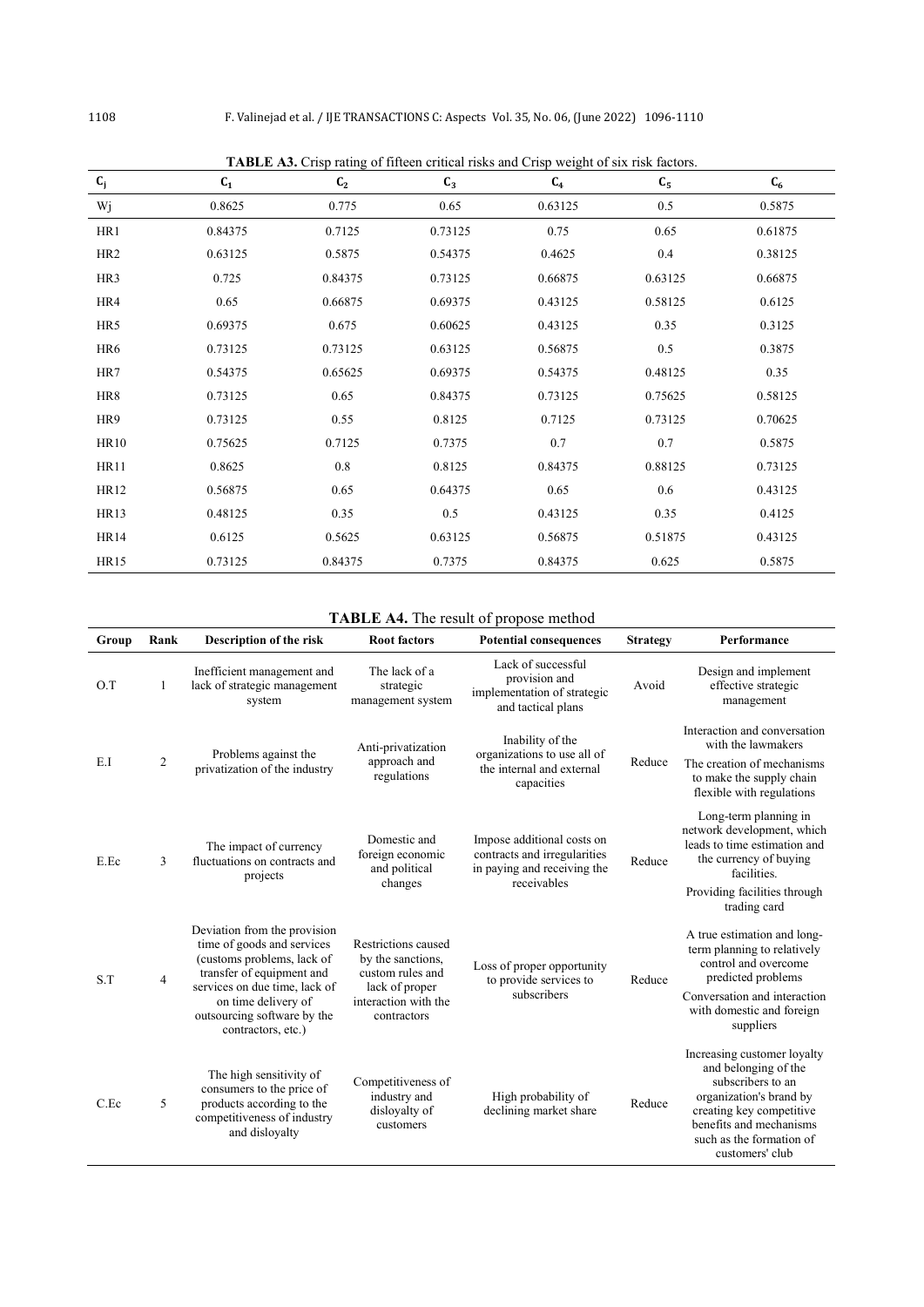**TABLE A3.** Crisp rating of fifteen critical risks and Crisp weight of six risk factors.

| $C_j$ | $C_1$ | $C_2$ | $C_3$ | $C_4$ | $C_5$ | $C_6$ |
|---|---|---|---|---|---|---|
| Wj | 0.8625 | 0.775 | 0.65 | 0.63125 | 0.5 | 0.5875 |
| HR1 | 0.84375 | 0.7125 | 0.73125 | 0.75 | 0.65 | 0.61875 |
| HR2 | 0.63125 | 0.5875 | 0.54375 | 0.4625 | 0.4 | 0.38125 |
| HR3 | 0.725 | 0.84375 | 0.73125 | 0.66875 | 0.63125 | 0.66875 |
| HR4 | 0.65 | 0.66875 | 0.69375 | 0.43125 | 0.58125 | 0.6125 |
| HR5 | 0.69375 | 0.675 | 0.60625 | 0.43125 | 0.35 | 0.3125 |
| HR6 | 0.73125 | 0.73125 | 0.63125 | 0.56875 | 0.5 | 0.3875 |
| HR7 | 0.54375 | 0.65625 | 0.69375 | 0.54375 | 0.48125 | 0.35 |
| HR8 | 0.73125 | 0.65 | 0.84375 | 0.73125 | 0.75625 | 0.58125 |
| HR9 | 0.73125 | 0.55 | 0.8125 | 0.7125 | 0.73125 | 0.70625 |
| HR10 | 0.75625 | 0.7125 | 0.7375 | 0.7 | 0.7 | 0.5875 |
| HR11 | 0.8625 | 0.8 | 0.8125 | 0.84375 | 0.88125 | 0.73125 |
| HR12 | 0.56875 | 0.65 | 0.64375 | 0.65 | 0.6 | 0.43125 |
| HR13 | 0.48125 | 0.35 | 0.5 | 0.43125 | 0.35 | 0.4125 |
| HR14 | 0.6125 | 0.5625 | 0.63125 | 0.56875 | 0.51875 | 0.43125 |
| HR15 | 0.73125 | 0.84375 | 0.7375 | 0.84375 | 0.625 | 0.5875 |

**TABLE A4.** The result of propose method

| Group | Rank | Description of the risk | Root factors | Potential consequences | Strategy | Performance |
|---|---|---|---|---|---|---|
| O.T | 1 | Inefficient management and lack of strategic management system | The lack of a strategic management system | Lack of successful provision and implementation of strategic and tactical plans | Avoid | Design and implement effective strategic management |
| E.I | 2 | Problems against the privatization of the industry | Anti-privatization approach and regulations | Inability of the organizations to use all of the internal and external capacities | Reduce | Interaction and conversation with the lawmakers<br>The creation of mechanisms to make the supply chain flexible with regulations |
| E.Ec | 3 | The impact of currency fluctuations on contracts and projects | Domestic and foreign economic and political changes | Impose additional costs on contracts and irregularities in paying and receiving the receivables | Reduce | Long-term planning in network development, which leads to time estimation and the currency of buying facilities.<br>Providing facilities through trading card |
| S.T | 4 | Deviation from the provision time of goods and services (customs problems, lack of transfer of equipment and services on due time, lack of on time delivery of outsourcing software by the contractors, etc.) | Restrictions caused by the sanctions, custom rules and lack of proper interaction with the contractors | Loss of proper opportunity to provide services to subscribers | Reduce | A true estimation and long-term planning to relatively control and overcome predicted problems<br>Conversation and interaction with domestic and foreign suppliers |
| C.Ec | 5 | The high sensitivity of consumers to the price of products according to the competitiveness of industry and disloyalty | Competitiveness of industry and disloyalty of customers | High probability of declining market share | Reduce | Increasing customer loyalty and belonging of the subscribers to an organization's brand by creating key competitive benefits and mechanisms such as the formation of customers' club |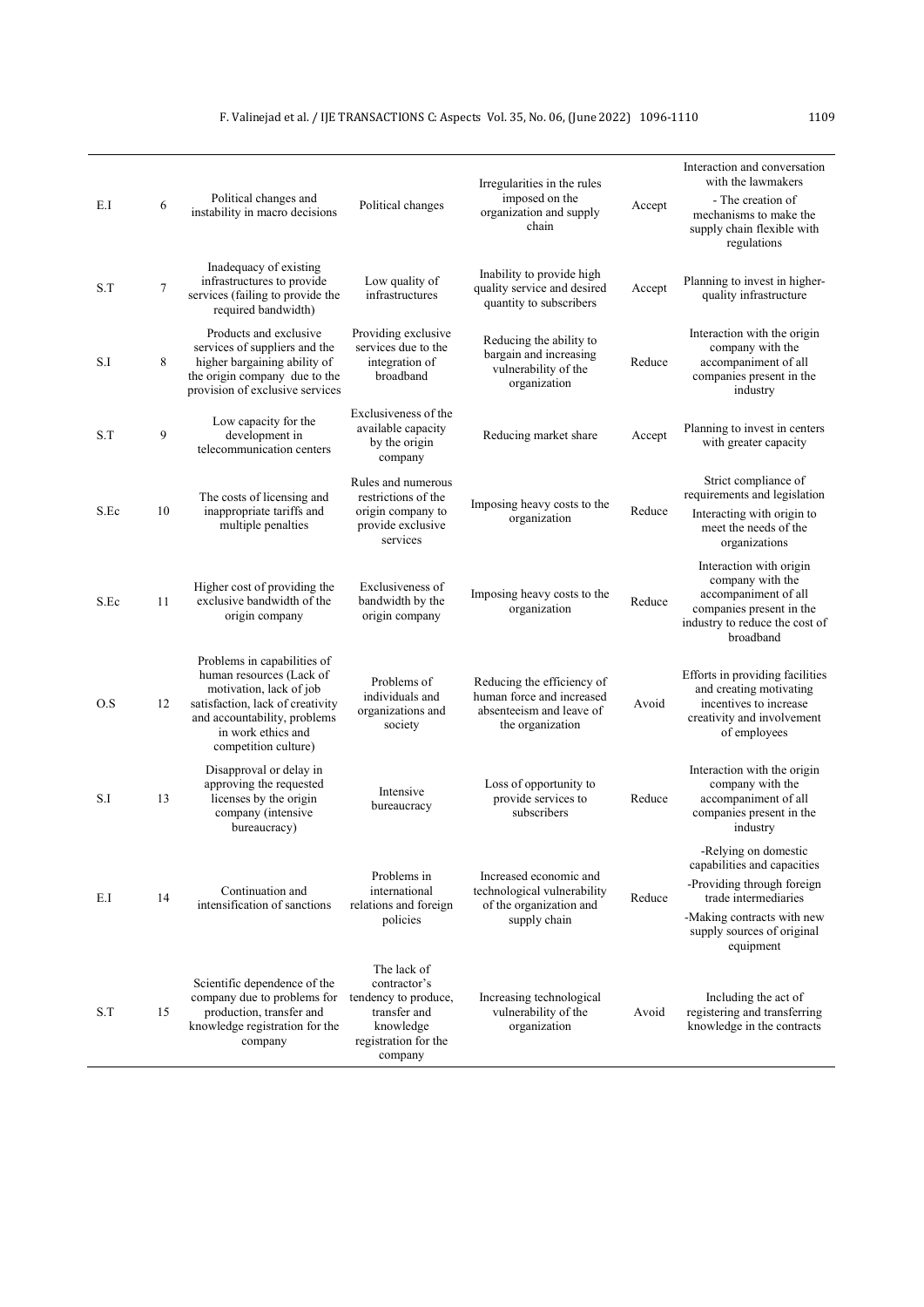| | | | | | | |
|---|---|---|---|---|---|---|
| E.I | 6 | Political changes and instability in macro decisions | Political changes | Irregularities in the rules imposed on the organization and supply chain | Accept | Interaction and conversation with the lawmakers<br>- The creation of mechanisms to make the supply chain flexible with regulations |
| S.T | 7 | Inadequacy of existing infrastructures to provide services (failing to provide the required bandwidth) | Low quality of infrastructures | Inability to provide high quality service and desired quantity to subscribers | Accept | Planning to invest in higher-quality infrastructure |
| S.I | 8 | Products and exclusive services of suppliers and the higher bargaining ability of the origin company due to the provision of exclusive services | Providing exclusive services due to the integration of broadband | Reducing the ability to bargain and increasing vulnerability of the organization | Reduce | Interaction with the origin company with the accompaniment of all companies present in the industry |
| S.T | 9 | Low capacity for the development in telecommunication centers | Exclusiveness of the available capacity by the origin company | Reducing market share | Accept | Planning to invest in centers with greater capacity |
| S.Ec | 10 | The costs of licensing and inappropriate tariffs and multiple penalties | Rules and numerous restrictions of the origin company to provide exclusive services | Imposing heavy costs to the organization | Reduce | Strict compliance of requirements and legislation<br>Interacting with origin to meet the needs of the organizations |
| S.Ec | 11 | Higher cost of providing the exclusive bandwidth of the origin company | Exclusiveness of bandwidth by the origin company | Imposing heavy costs to the organization | Reduce | Interaction with origin company with the accompaniment of all companies present in the industry to reduce the cost of broadband |
| O.S | 12 | Problems in capabilities of human resources (Lack of motivation, lack of job satisfaction, lack of creativity and accountability, problems in work ethics and competition culture) | Problems of individuals and organizations and society | Reducing the efficiency of human force and increased absenteeism and leave of the organization | Avoid | Efforts in providing facilities and creating motivating incentives to increase creativity and involvement of employees |
| S.I | 13 | Disapproval or delay in approving the requested licenses by the origin company (intensive bureaucracy) | Intensive bureaucracy | Loss of opportunity to provide services to subscribers | Reduce | Interaction with the origin company with the accompaniment of all companies present in the industry |
| E.I | 14 | Continuation and intensification of sanctions | Problems in international relations and foreign policies | Increased economic and technological vulnerability of the organization and supply chain | Reduce | -Relying on domestic capabilities and capacities<br>-Providing through foreign trade intermediaries<br>-Making contracts with new supply sources of original equipment |
| S.T | 15 | Scientific dependence of the company due to problems for production, transfer and knowledge registration for the company | The lack of contractor's tendency to produce, transfer and knowledge registration for the company | Increasing technological vulnerability of the organization | Avoid | Including the act of registering and transferring knowledge in the contracts |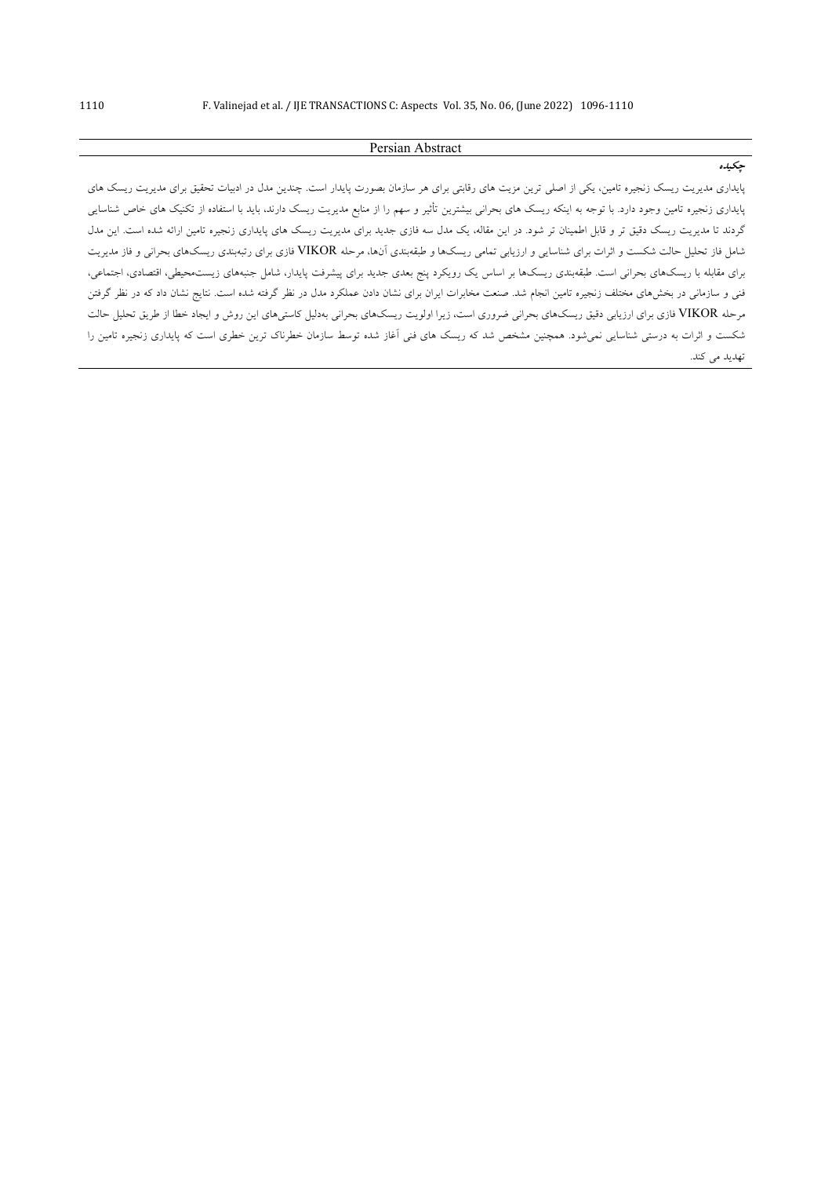## Persian Abstract

**چکیده**

پایداری مدیریت ریسک زنجیره تامین، یکی از اصلی ترین مزیت های رقابتی برای هر سازمان بصورت پایدار است. چندین مدل در ادبیات تحقیق برای مدیریت ریسک های پایداری زنجیره تامین وجود دارد. با توجه به اینکه ریسک های بحرانی بیشترین تأثیر و سهم را از منابع مدیریت ریسک دارند، باید با استفاده از تکنیک های خاص شناسایی گردند تا مدیریت ریسک دقیق تر و قابل اطمینان تر شود. در این مقاله، یک مدل سه فازی جدید برای مدیریت ریسک های پایداری زنجیره تامین ارائه شده است. این مدل شامل فاز تحلیل حالت شکست و اثرات برای شناسایی و ارزیابی تمامی ریسک‌ها و طبقه‌بندی آن‌ها، مرحله VIKOR فازی برای رتبه‌بندی ریسک‌های بحرانی و فاز مدیریت برای مقابله با ریسک‌های بحرانی است. طبقه‌بندی ریسک‌ها بر اساس یک رویکرد پنج بعدی جدید برای پیشرفت پایدار، شامل جنبه‌های زیست‌محیطی، اقتصادی، اجتماعی، فنی و سازمانی در بخش‌های مختلف زنجیره تامین انجام شد. صنعت مخابرات ایران برای نشان دادن عملکرد مدل در نظر گرفته شده است. نتایج نشان داد که در نظر گرفتن مرحله VIKOR فازی برای ارزیابی دقیق ریسک‌های بحرانی ضروری است، زیرا اولویت ریسک‌های بحرانی به‌دلیل کاستی‌های این روش و ایجاد خطا از طریق تحلیل حالت شکست و اثرات به درستی شناسایی نمی‌شود. همچنین مشخص شد که ریسک های فنی آغاز شده توسط سازمان خطرناک ترین خطری است که پایداری زنجیره تامین را تهدید می کند.